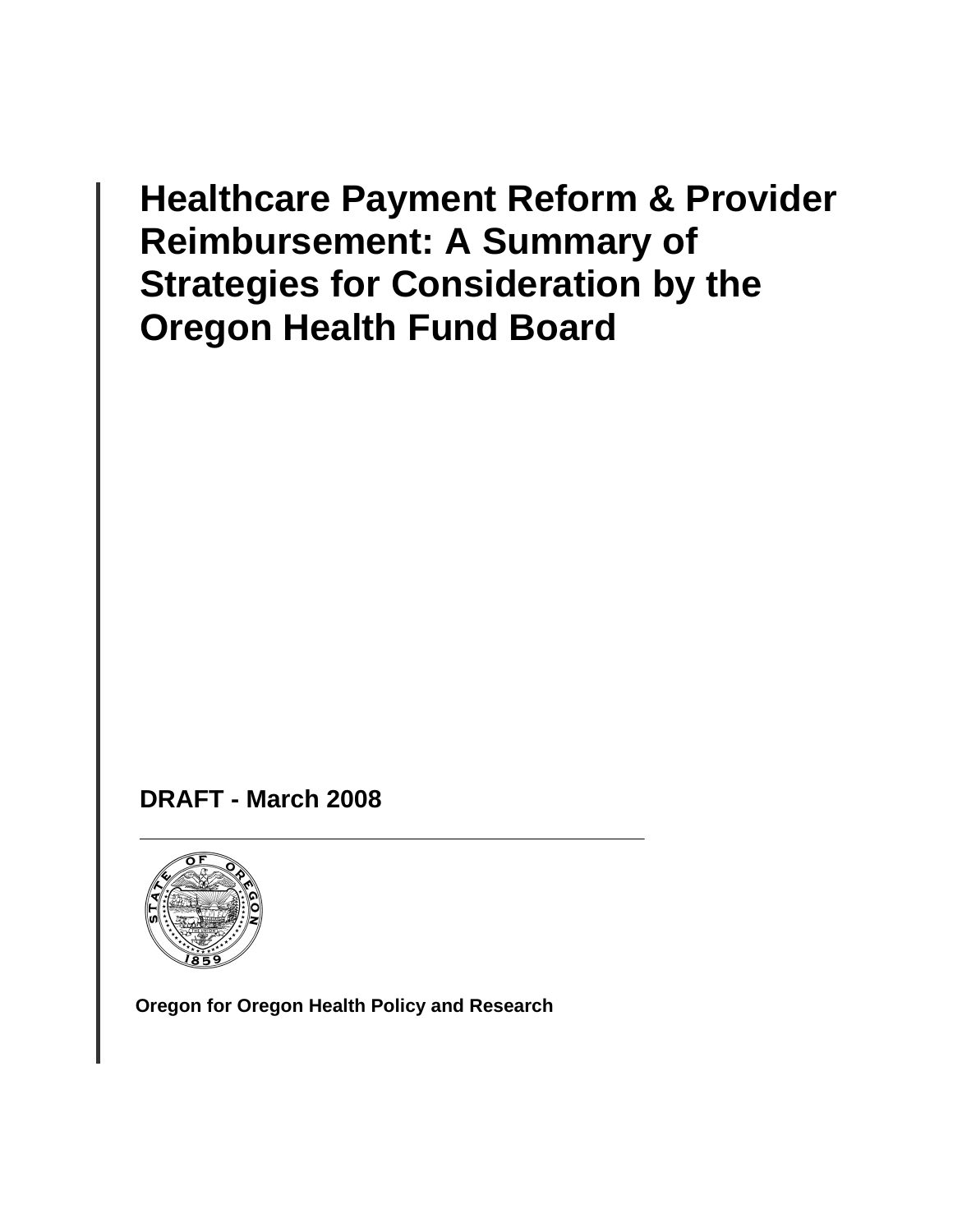# Healthcare Payment Reform & Provider Reimbursement: A Summary of Strategies for Consideration by the Oregon Health Fund Board

**DRAFT - March 2008**

**Oregon for Oregon Health Policy and Research**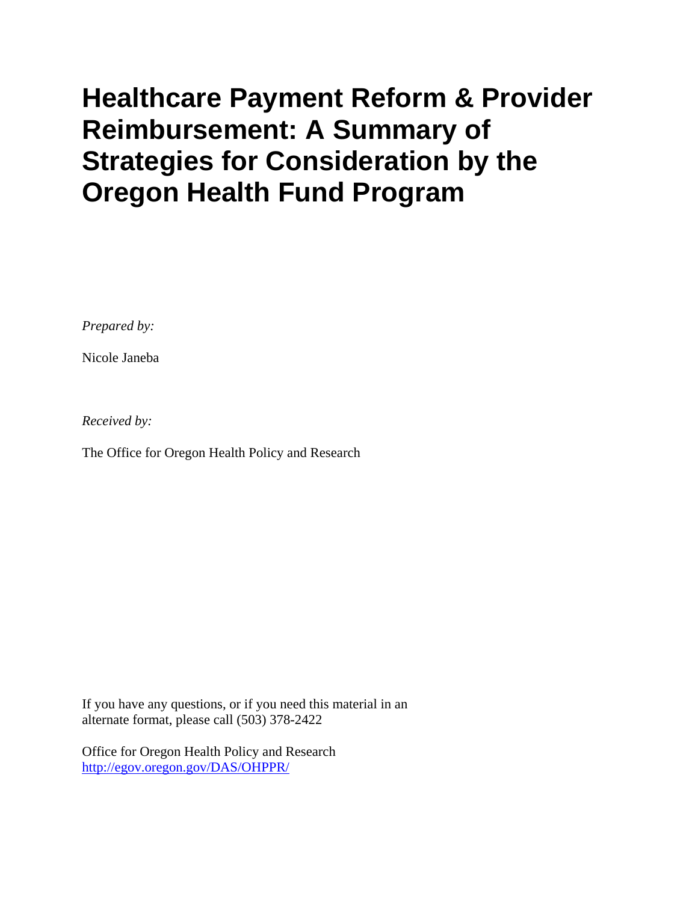# Healthcare Payment Reform & Provider Reimbursement: A Summary of Strategies for Consideration by the Oregon Health Fund Program

*Prepared by:*

Nicole Janeba

*Received by:*

The Office for Oregon Health Policy and Research

If you have any questions, or if you need this material in an alternate format, please call (503) 378-2422

Office for Oregon Health Policy and Research
http://egov.oregon.gov/DAS/OHPPR/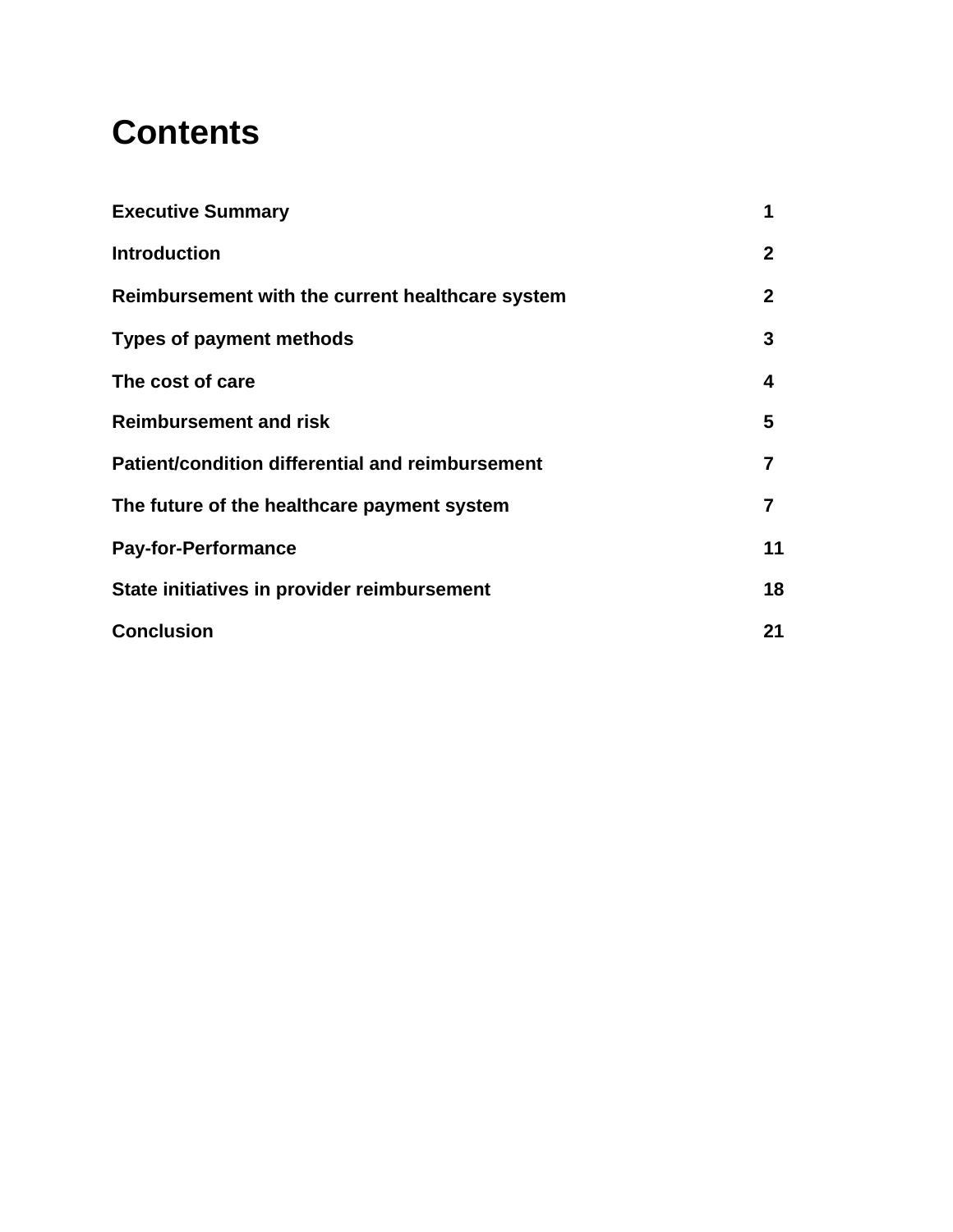# Contents

| | |
|---|---|
| **Executive Summary** | **1** |
| **Introduction** | **2** |
| **Reimbursement with the current healthcare system** | **2** |
| **Types of payment methods** | **3** |
| **The cost of care** | **4** |
| **Reimbursement and risk** | **5** |
| **Patient/condition differential and reimbursement** | **7** |
| **The future of the healthcare payment system** | **7** |
| **Pay-for-Performance** | **11** |
| **State initiatives in provider reimbursement** | **18** |
| **Conclusion** | **21** |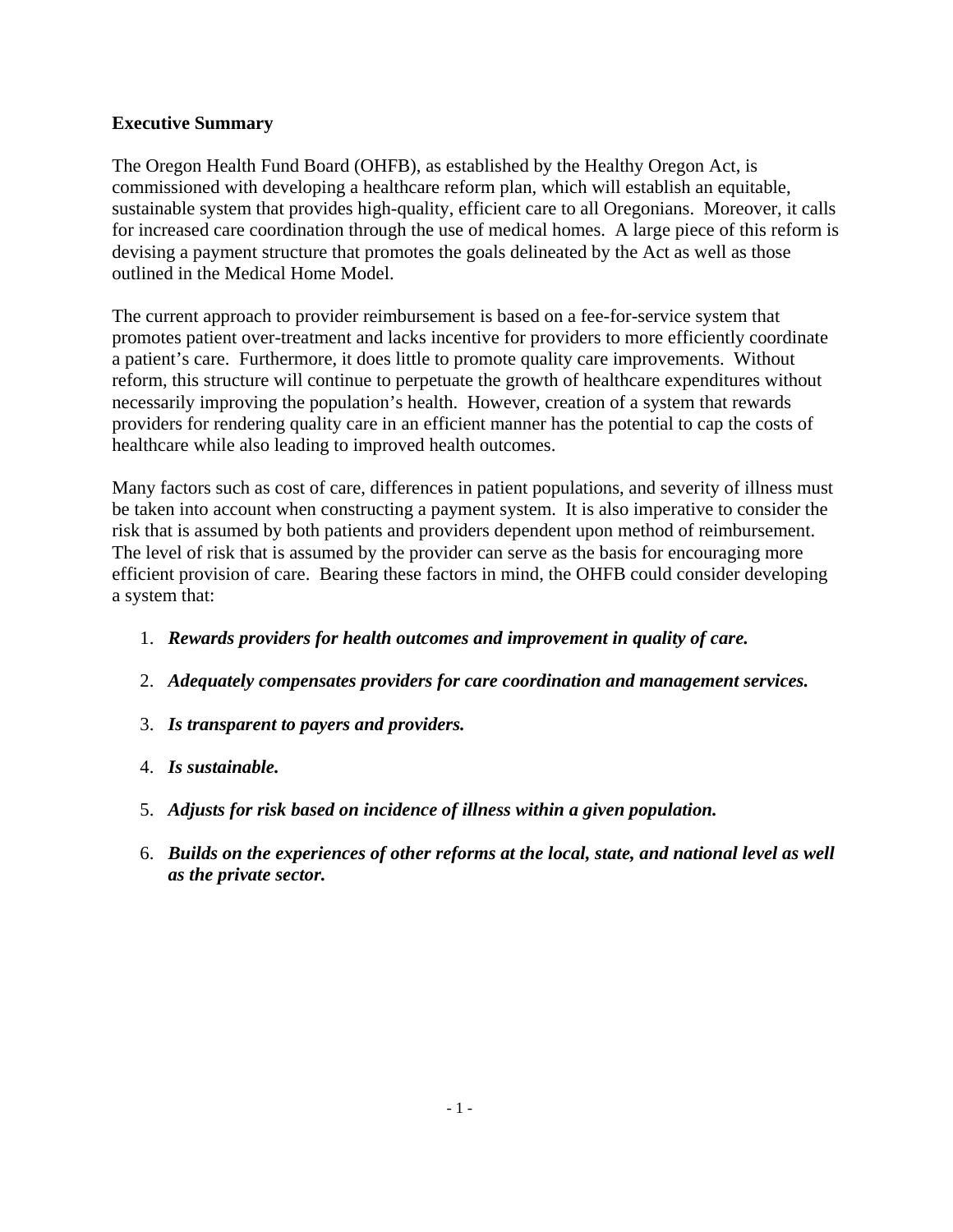## Executive Summary

The Oregon Health Fund Board (OHFB), as established by the Healthy Oregon Act, is commissioned with developing a healthcare reform plan, which will establish an equitable, sustainable system that provides high-quality, efficient care to all Oregonians. Moreover, it calls for increased care coordination through the use of medical homes. A large piece of this reform is devising a payment structure that promotes the goals delineated by the Act as well as those outlined in the Medical Home Model.

The current approach to provider reimbursement is based on a fee-for-service system that promotes patient over-treatment and lacks incentive for providers to more efficiently coordinate a patient's care. Furthermore, it does little to promote quality care improvements. Without reform, this structure will continue to perpetuate the growth of healthcare expenditures without necessarily improving the population's health. However, creation of a system that rewards providers for rendering quality care in an efficient manner has the potential to cap the costs of healthcare while also leading to improved health outcomes.

Many factors such as cost of care, differences in patient populations, and severity of illness must be taken into account when constructing a payment system. It is also imperative to consider the risk that is assumed by both patients and providers dependent upon method of reimbursement. The level of risk that is assumed by the provider can serve as the basis for encouraging more efficient provision of care. Bearing these factors in mind, the OHFB could consider developing a system that:

1. ***Rewards providers for health outcomes and improvement in quality of care.***
2. ***Adequately compensates providers for care coordination and management services.***
3. ***Is transparent to payers and providers.***
4. ***Is sustainable.***
5. ***Adjusts for risk based on incidence of illness within a given population.***
6. ***Builds on the experiences of other reforms at the local, state, and national level as well as the private sector.***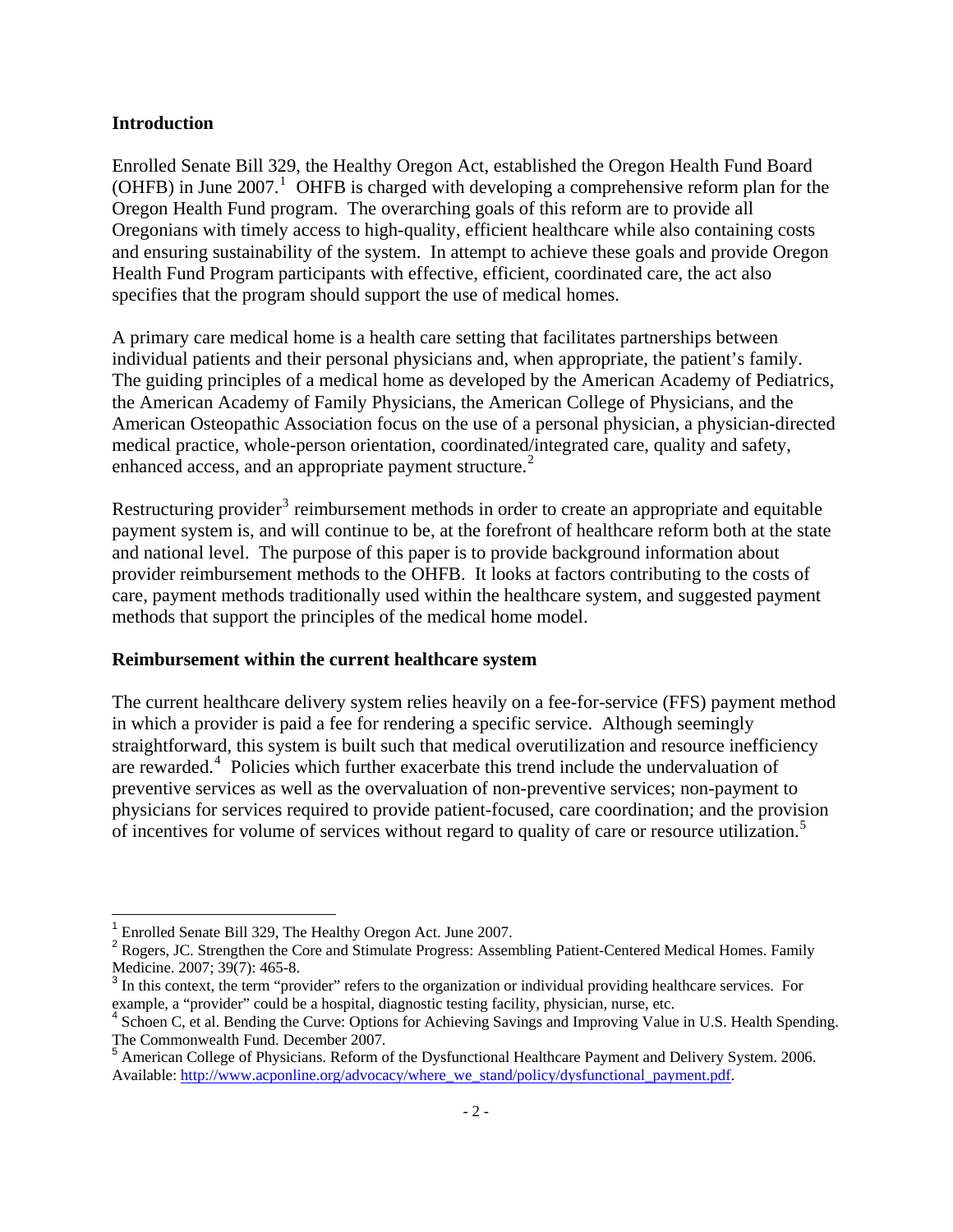## Introduction

Enrolled Senate Bill 329, the Healthy Oregon Act, established the Oregon Health Fund Board (OHFB) in June 2007.[1] OHFB is charged with developing a comprehensive reform plan for the Oregon Health Fund program. The overarching goals of this reform are to provide all Oregonians with timely access to high-quality, efficient healthcare while also containing costs and ensuring sustainability of the system. In attempt to achieve these goals and provide Oregon Health Fund Program participants with effective, efficient, coordinated care, the act also specifies that the program should support the use of medical homes.

A primary care medical home is a health care setting that facilitates partnerships between individual patients and their personal physicians and, when appropriate, the patient's family. The guiding principles of a medical home as developed by the American Academy of Pediatrics, the American Academy of Family Physicians, the American College of Physicians, and the American Osteopathic Association focus on the use of a personal physician, a physician-directed medical practice, whole-person orientation, coordinated/integrated care, quality and safety, enhanced access, and an appropriate payment structure.[2]

Restructuring provider[3] reimbursement methods in order to create an appropriate and equitable payment system is, and will continue to be, at the forefront of healthcare reform both at the state and national level. The purpose of this paper is to provide background information about provider reimbursement methods to the OHFB. It looks at factors contributing to the costs of care, payment methods traditionally used within the healthcare system, and suggested payment methods that support the principles of the medical home model.

## Reimbursement within the current healthcare system

The current healthcare delivery system relies heavily on a fee-for-service (FFS) payment method in which a provider is paid a fee for rendering a specific service. Although seemingly straightforward, this system is built such that medical overutilization and resource inefficiency are rewarded.[4] Policies which further exacerbate this trend include the undervaluation of preventive services as well as the overvaluation of non-preventive services; non-payment to physicians for services required to provide patient-focused, care coordination; and the provision of incentives for volume of services without regard to quality of care or resource utilization.[5]

---

[1] Enrolled Senate Bill 329, The Healthy Oregon Act. June 2007.

[2] Rogers, JC. Strengthen the Core and Stimulate Progress: Assembling Patient-Centered Medical Homes. Family Medicine. 2007; 39(7): 465-8.

[3] In this context, the term "provider" refers to the organization or individual providing healthcare services. For example, a "provider" could be a hospital, diagnostic testing facility, physician, nurse, etc.

[4] Schoen C, et al. Bending the Curve: Options for Achieving Savings and Improving Value in U.S. Health Spending. The Commonwealth Fund. December 2007.

[5] American College of Physicians. Reform of the Dysfunctional Healthcare Payment and Delivery System. 2006. Available: http://www.acponline.org/advocacy/where_we_stand/policy/dysfunctional_payment.pdf.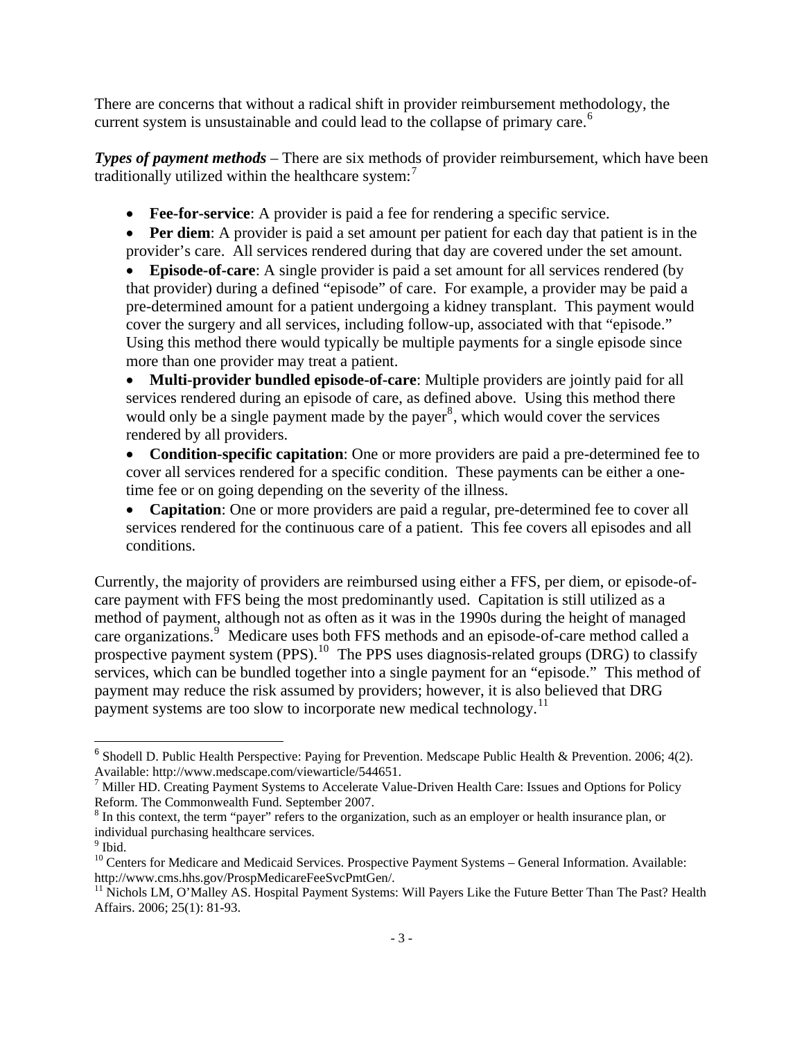There are concerns that without a radical shift in provider reimbursement methodology, the current system is unsustainable and could lead to the collapse of primary care.[6]

***Types of payment methods*** – There are six methods of provider reimbursement, which have been traditionally utilized within the healthcare system:[7]

- **Fee-for-service**: A provider is paid a fee for rendering a specific service.
- **Per diem**: A provider is paid a set amount per patient for each day that patient is in the provider's care. All services rendered during that day are covered under the set amount.
- **Episode-of-care**: A single provider is paid a set amount for all services rendered (by that provider) during a defined "episode" of care. For example, a provider may be paid a pre-determined amount for a patient undergoing a kidney transplant. This payment would cover the surgery and all services, including follow-up, associated with that "episode." Using this method there would typically be multiple payments for a single episode since more than one provider may treat a patient.
- **Multi-provider bundled episode-of-care**: Multiple providers are jointly paid for all services rendered during an episode of care, as defined above. Using this method there would only be a single payment made by the payer[8], which would cover the services rendered by all providers.
- **Condition-specific capitation**: One or more providers are paid a pre-determined fee to cover all services rendered for a specific condition. These payments can be either a one-time fee or on going depending on the severity of the illness.
- **Capitation**: One or more providers are paid a regular, pre-determined fee to cover all services rendered for the continuous care of a patient. This fee covers all episodes and all conditions.

Currently, the majority of providers are reimbursed using either a FFS, per diem, or episode-of-care payment with FFS being the most predominantly used. Capitation is still utilized as a method of payment, although not as often as it was in the 1990s during the height of managed care organizations.[9] Medicare uses both FFS methods and an episode-of-care method called a prospective payment system (PPS).[10] The PPS uses diagnosis-related groups (DRG) to classify services, which can be bundled together into a single payment for an "episode." This method of payment may reduce the risk assumed by providers; however, it is also believed that DRG payment systems are too slow to incorporate new medical technology.[11]

---

[6] Shodell D. Public Health Perspective: Paying for Prevention. Medscape Public Health & Prevention. 2006; 4(2). Available: http://www.medscape.com/viewarticle/544651.

[7] Miller HD. Creating Payment Systems to Accelerate Value-Driven Health Care: Issues and Options for Policy Reform. The Commonwealth Fund. September 2007.

[8] In this context, the term "payer" refers to the organization, such as an employer or health insurance plan, or individual purchasing healthcare services.

[9] Ibid.

[10] Centers for Medicare and Medicaid Services. Prospective Payment Systems – General Information. Available: http://www.cms.hhs.gov/ProspMedicareFeeSvcPmtGen/.

[11] Nichols LM, O'Malley AS. Hospital Payment Systems: Will Payers Like the Future Better Than The Past? Health Affairs. 2006; 25(1): 81-93.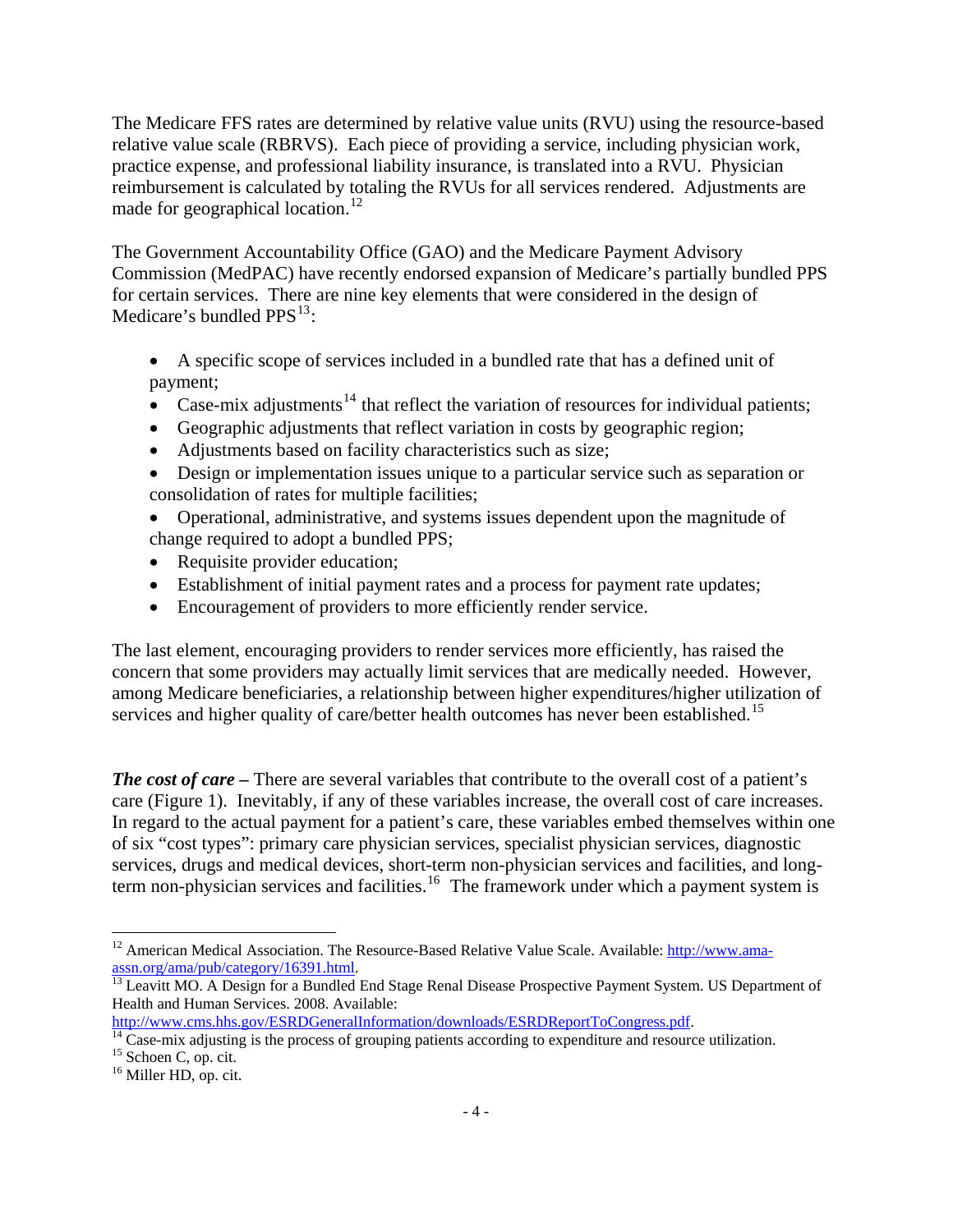The Medicare FFS rates are determined by relative value units (RVU) using the resource-based relative value scale (RBRVS). Each piece of providing a service, including physician work, practice expense, and professional liability insurance, is translated into a RVU. Physician reimbursement is calculated by totaling the RVUs for all services rendered. Adjustments are made for geographical location.[12]

The Government Accountability Office (GAO) and the Medicare Payment Advisory Commission (MedPAC) have recently endorsed expansion of Medicare's partially bundled PPS for certain services. There are nine key elements that were considered in the design of Medicare's bundled PPS[13]:

- A specific scope of services included in a bundled rate that has a defined unit of payment;
- Case-mix adjustments[14] that reflect the variation of resources for individual patients;
- Geographic adjustments that reflect variation in costs by geographic region;
- Adjustments based on facility characteristics such as size;
- Design or implementation issues unique to a particular service such as separation or consolidation of rates for multiple facilities;
- Operational, administrative, and systems issues dependent upon the magnitude of change required to adopt a bundled PPS;
- Requisite provider education;
- Establishment of initial payment rates and a process for payment rate updates;
- Encouragement of providers to more efficiently render service.

The last element, encouraging providers to render services more efficiently, has raised the concern that some providers may actually limit services that are medically needed. However, among Medicare beneficiaries, a relationship between higher expenditures/higher utilization of services and higher quality of care/better health outcomes has never been established.[15]

***The cost of care* –** There are several variables that contribute to the overall cost of a patient's care (Figure 1). Inevitably, if any of these variables increase, the overall cost of care increases. In regard to the actual payment for a patient's care, these variables embed themselves within one of six "cost types": primary care physician services, specialist physician services, diagnostic services, drugs and medical devices, short-term non-physician services and facilities, and long-term non-physician services and facilities.[16] The framework under which a payment system is

---

[12] American Medical Association. The Resource-Based Relative Value Scale. Available: http://www.ama-assn.org/ama/pub/category/16391.html.

[13] Leavitt MO. A Design for a Bundled End Stage Renal Disease Prospective Payment System. US Department of Health and Human Services. 2008. Available: http://www.cms.hhs.gov/ESRDGeneralInformation/downloads/ESRDReportToCongress.pdf.

[14] Case-mix adjusting is the process of grouping patients according to expenditure and resource utilization.

[15] Schoen C, op. cit.

[16] Miller HD, op. cit.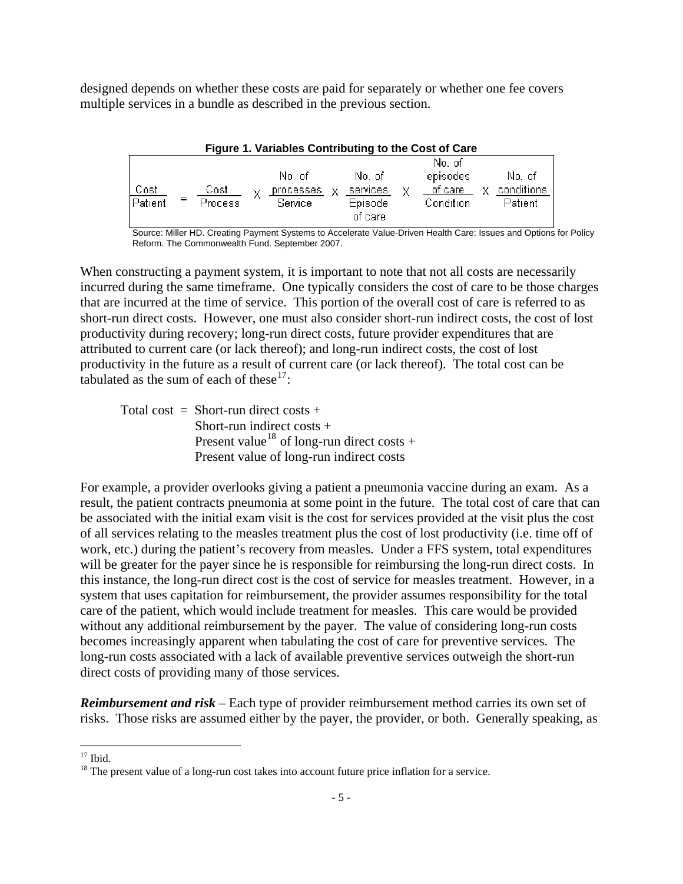designed depends on whether these costs are paid for separately or whether one fee covers multiple services in a bundle as described in the previous section.

**Figure 1. Variables Contributing to the Cost of Care**

$$\frac{\text{Cost}}{\text{Patient}} = \frac{\text{Cost}}{\text{Process}} \times \frac{\text{No. of processes}}{\text{Service}} \times \frac{\text{No. of services}}{\text{Episode of care}} \times \frac{\text{No. of episodes of care}}{\text{Condition}} \times \frac{\text{No. of conditions}}{\text{Patient}}$$

Source: Miller HD. Creating Payment Systems to Accelerate Value-Driven Health Care: Issues and Options for Policy Reform. The Commonwealth Fund. September 2007.

When constructing a payment system, it is important to note that not all costs are necessarily incurred during the same timeframe. One typically considers the cost of care to be those charges that are incurred at the time of service. This portion of the overall cost of care is referred to as short-run direct costs. However, one must also consider short-run indirect costs, the cost of lost productivity during recovery; long-run direct costs, future provider expenditures that are attributed to current care (or lack thereof); and long-run indirect costs, the cost of lost productivity in the future as a result of current care (or lack thereof). The total cost can be tabulated as the sum of each of these[17]:

Total cost = Short-run direct costs +
Short-run indirect costs +
Present value[18] of long-run direct costs +
Present value of long-run indirect costs

For example, a provider overlooks giving a patient a pneumonia vaccine during an exam. As a result, the patient contracts pneumonia at some point in the future. The total cost of care that can be associated with the initial exam visit is the cost for services provided at the visit plus the cost of all services relating to the measles treatment plus the cost of lost productivity (i.e. time off of work, etc.) during the patient's recovery from measles. Under a FFS system, total expenditures will be greater for the payer since he is responsible for reimbursing the long-run direct costs. In this instance, the long-run direct cost is the cost of service for measles treatment. However, in a system that uses capitation for reimbursement, the provider assumes responsibility for the total care of the patient, which would include treatment for measles. This care would be provided without any additional reimbursement by the payer. The value of considering long-run costs becomes increasingly apparent when tabulating the cost of care for preventive services. The long-run costs associated with a lack of available preventive services outweigh the short-run direct costs of providing many of those services.

***Reimbursement and risk*** – Each type of provider reimbursement method carries its own set of risks. Those risks are assumed either by the payer, the provider, or both. Generally speaking, as

---

[17] Ibid.

[18] The present value of a long-run cost takes into account future price inflation for a service.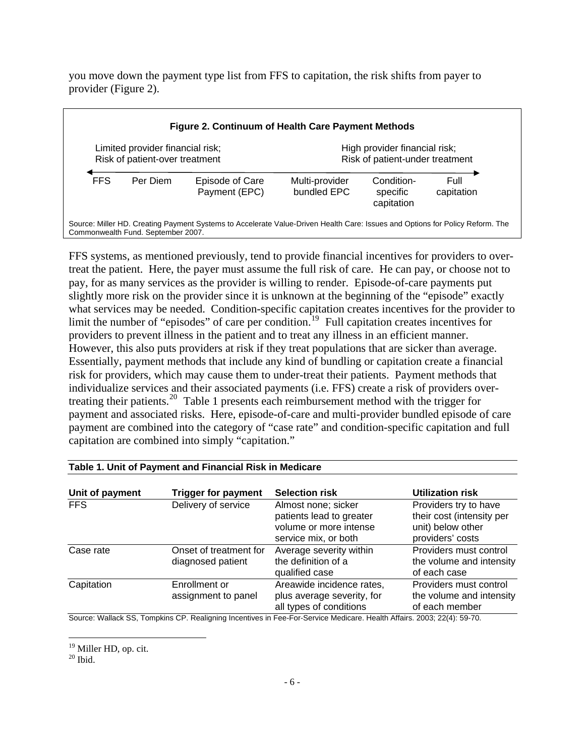you move down the payment type list from FFS to capitation, the risk shifts from payer to provider (Figure 2).

**Figure 2. Continuum of Health Care Payment Methods**

| Limited provider financial risk; Risk of patient-over treatment | | | | | High provider financial risk; Risk of patient-under treatment |
|---|---|---|---|---|---|
| FFS | Per Diem | Episode of Care Payment (EPC) | Multi-provider bundled EPC | Condition-specific capitation | Full capitation |

Source: Miller HD. Creating Payment Systems to Accelerate Value-Driven Health Care: Issues and Options for Policy Reform. The Commonwealth Fund. September 2007.

FFS systems, as mentioned previously, tend to provide financial incentives for providers to over-treat the patient. Here, the payer must assume the full risk of care. He can pay, or choose not to pay, for as many services as the provider is willing to render. Episode-of-care payments put slightly more risk on the provider since it is unknown at the beginning of the "episode" exactly what services may be needed. Condition-specific capitation creates incentives for the provider to limit the number of "episodes" of care per condition.[19] Full capitation creates incentives for providers to prevent illness in the patient and to treat any illness in an efficient manner. However, this also puts providers at risk if they treat populations that are sicker than average. Essentially, payment methods that include any kind of bundling or capitation create a financial risk for providers, which may cause them to under-treat their patients. Payment methods that individualize services and their associated payments (i.e. FFS) create a risk of providers over-treating their patients.[20] Table 1 presents each reimbursement method with the trigger for payment and associated risks. Here, episode-of-care and multi-provider bundled episode of care payment are combined into the category of "case rate" and condition-specific capitation and full capitation are combined into simply "capitation."

**Table 1. Unit of Payment and Financial Risk in Medicare**

| Unit of payment | Trigger for payment | Selection risk | Utilization risk |
|---|---|---|---|
| FFS | Delivery of service | Almost none; sicker patients lead to greater volume or more intense service mix, or both | Providers try to have their cost (intensity per unit) below other providers' costs |
| Case rate | Onset of treatment for diagnosed patient | Average severity within the definition of a qualified case | Providers must control the volume and intensity of each case |
| Capitation | Enrollment or assignment to panel | Areawide incidence rates, plus average severity, for all types of conditions | Providers must control the volume and intensity of each member |

Source: Wallack SS, Tompkins CP. Realigning Incentives in Fee-For-Service Medicare. Health Affairs. 2003; 22(4): 59-70.

[19] Miller HD, op. cit.
[20] Ibid.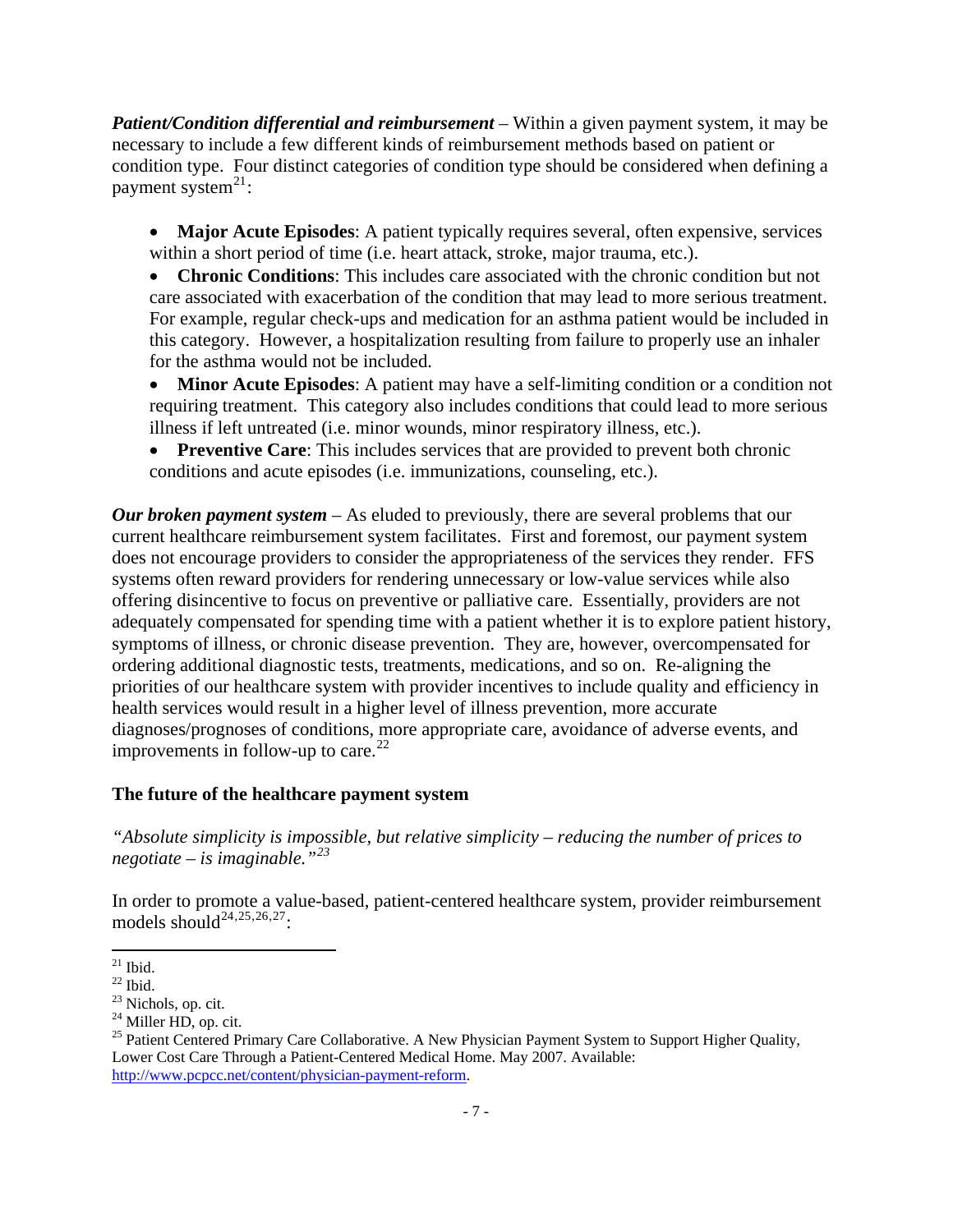***Patient/Condition differential and reimbursement*** – Within a given payment system, it may be necessary to include a few different kinds of reimbursement methods based on patient or condition type. Four distinct categories of condition type should be considered when defining a payment system[21]:

- **Major Acute Episodes**: A patient typically requires several, often expensive, services within a short period of time (i.e. heart attack, stroke, major trauma, etc.).
- **Chronic Conditions**: This includes care associated with the chronic condition but not care associated with exacerbation of the condition that may lead to more serious treatment. For example, regular check-ups and medication for an asthma patient would be included in this category. However, a hospitalization resulting from failure to properly use an inhaler for the asthma would not be included.
- **Minor Acute Episodes**: A patient may have a self-limiting condition or a condition not requiring treatment. This category also includes conditions that could lead to more serious illness if left untreated (i.e. minor wounds, minor respiratory illness, etc.).
- **Preventive Care**: This includes services that are provided to prevent both chronic conditions and acute episodes (i.e. immunizations, counseling, etc.).

***Our broken payment system*** – As eluded to previously, there are several problems that our current healthcare reimbursement system facilitates. First and foremost, our payment system does not encourage providers to consider the appropriateness of the services they render. FFS systems often reward providers for rendering unnecessary or low-value services while also offering disincentive to focus on preventive or palliative care. Essentially, providers are not adequately compensated for spending time with a patient whether it is to explore patient history, symptoms of illness, or chronic disease prevention. They are, however, overcompensated for ordering additional diagnostic tests, treatments, medications, and so on. Re-aligning the priorities of our healthcare system with provider incentives to include quality and efficiency in health services would result in a higher level of illness prevention, more accurate diagnoses/prognoses of conditions, more appropriate care, avoidance of adverse events, and improvements in follow-up to care.[22]

## The future of the healthcare payment system

*"Absolute simplicity is impossible, but relative simplicity – reducing the number of prices to negotiate – is imaginable."*[23]

In order to promote a value-based, patient-centered healthcare system, provider reimbursement models should[24,25,26,27]:

---

[21] Ibid.
[22] Ibid.
[23] Nichols, op. cit.
[24] Miller HD, op. cit.
[25] Patient Centered Primary Care Collaborative. A New Physician Payment System to Support Higher Quality, Lower Cost Care Through a Patient-Centered Medical Home. May 2007. Available: http://www.pcpcc.net/content/physician-payment-reform.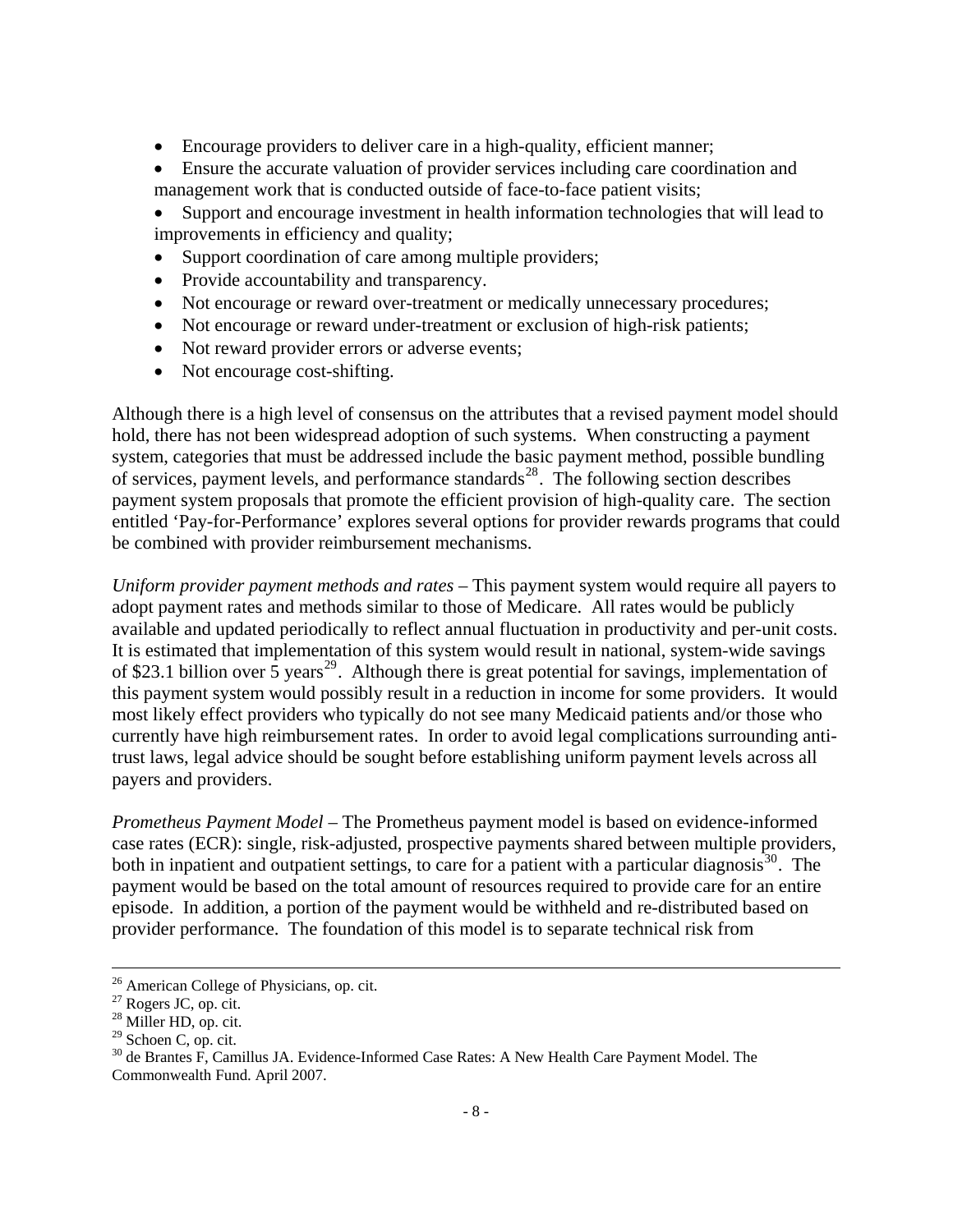- Encourage providers to deliver care in a high-quality, efficient manner;
- Ensure the accurate valuation of provider services including care coordination and management work that is conducted outside of face-to-face patient visits;
- Support and encourage investment in health information technologies that will lead to improvements in efficiency and quality;
- Support coordination of care among multiple providers;
- Provide accountability and transparency.
- Not encourage or reward over-treatment or medically unnecessary procedures;
- Not encourage or reward under-treatment or exclusion of high-risk patients;
- Not reward provider errors or adverse events;
- Not encourage cost-shifting.

Although there is a high level of consensus on the attributes that a revised payment model should hold, there has not been widespread adoption of such systems. When constructing a payment system, categories that must be addressed include the basic payment method, possible bundling of services, payment levels, and performance standards[28]. The following section describes payment system proposals that promote the efficient provision of high-quality care. The section entitled 'Pay-for-Performance' explores several options for provider rewards programs that could be combined with provider reimbursement mechanisms.

*Uniform provider payment methods and rates* – This payment system would require all payers to adopt payment rates and methods similar to those of Medicare. All rates would be publicly available and updated periodically to reflect annual fluctuation in productivity and per-unit costs. It is estimated that implementation of this system would result in national, system-wide savings of $23.1 billion over 5 years[29]. Although there is great potential for savings, implementation of this payment system would possibly result in a reduction in income for some providers. It would most likely effect providers who typically do not see many Medicaid patients and/or those who currently have high reimbursement rates. In order to avoid legal complications surrounding anti-trust laws, legal advice should be sought before establishing uniform payment levels across all payers and providers.

*Prometheus Payment Model* – The Prometheus payment model is based on evidence-informed case rates (ECR): single, risk-adjusted, prospective payments shared between multiple providers, both in inpatient and outpatient settings, to care for a patient with a particular diagnosis[30]. The payment would be based on the total amount of resources required to provide care for an entire episode. In addition, a portion of the payment would be withheld and re-distributed based on provider performance. The foundation of this model is to separate technical risk from

---

[26] American College of Physicians, op. cit.

[27] Rogers JC, op. cit.

[28] Miller HD, op. cit.

[29] Schoen C, op. cit.

[30] de Brantes F, Camillus JA. Evidence-Informed Case Rates: A New Health Care Payment Model. The Commonwealth Fund. April 2007.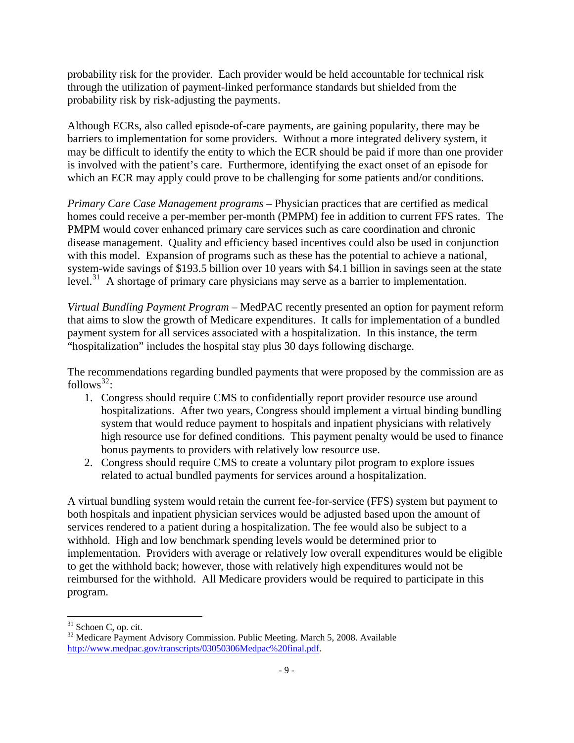probability risk for the provider. Each provider would be held accountable for technical risk through the utilization of payment-linked performance standards but shielded from the probability risk by risk-adjusting the payments.

Although ECRs, also called episode-of-care payments, are gaining popularity, there may be barriers to implementation for some providers. Without a more integrated delivery system, it may be difficult to identify the entity to which the ECR should be paid if more than one provider is involved with the patient's care. Furthermore, identifying the exact onset of an episode for which an ECR may apply could prove to be challenging for some patients and/or conditions.

*Primary Care Case Management programs* – Physician practices that are certified as medical homes could receive a per-member per-month (PMPM) fee in addition to current FFS rates. The PMPM would cover enhanced primary care services such as care coordination and chronic disease management. Quality and efficiency based incentives could also be used in conjunction with this model. Expansion of programs such as these has the potential to achieve a national, system-wide savings of $193.5 billion over 10 years with $4.1 billion in savings seen at the state level.[31] A shortage of primary care physicians may serve as a barrier to implementation.

*Virtual Bundling Payment Program* – MedPAC recently presented an option for payment reform that aims to slow the growth of Medicare expenditures. It calls for implementation of a bundled payment system for all services associated with a hospitalization. In this instance, the term "hospitalization" includes the hospital stay plus 30 days following discharge.

The recommendations regarding bundled payments that were proposed by the commission are as follows[32]:

1. Congress should require CMS to confidentially report provider resource use around hospitalizations. After two years, Congress should implement a virtual binding bundling system that would reduce payment to hospitals and inpatient physicians with relatively high resource use for defined conditions. This payment penalty would be used to finance bonus payments to providers with relatively low resource use.
2. Congress should require CMS to create a voluntary pilot program to explore issues related to actual bundled payments for services around a hospitalization.

A virtual bundling system would retain the current fee-for-service (FFS) system but payment to both hospitals and inpatient physician services would be adjusted based upon the amount of services rendered to a patient during a hospitalization. The fee would also be subject to a withhold. High and low benchmark spending levels would be determined prior to implementation. Providers with average or relatively low overall expenditures would be eligible to get the withhold back; however, those with relatively high expenditures would not be reimbursed for the withhold. All Medicare providers would be required to participate in this program.

---

[31] Schoen C, op. cit.

[32] Medicare Payment Advisory Commission. Public Meeting. March 5, 2008. Available http://www.medpac.gov/transcripts/03050306Medpac%20final.pdf.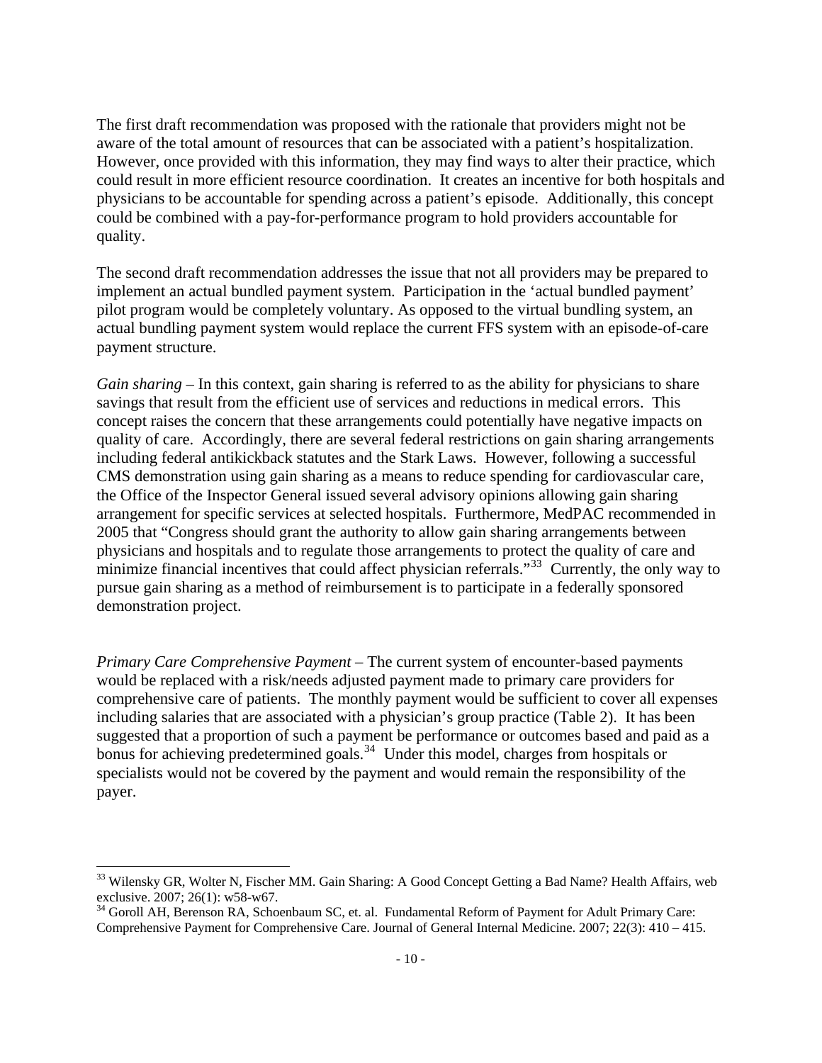The first draft recommendation was proposed with the rationale that providers might not be aware of the total amount of resources that can be associated with a patient's hospitalization. However, once provided with this information, they may find ways to alter their practice, which could result in more efficient resource coordination. It creates an incentive for both hospitals and physicians to be accountable for spending across a patient's episode. Additionally, this concept could be combined with a pay-for-performance program to hold providers accountable for quality.

The second draft recommendation addresses the issue that not all providers may be prepared to implement an actual bundled payment system. Participation in the 'actual bundled payment' pilot program would be completely voluntary. As opposed to the virtual bundling system, an actual bundling payment system would replace the current FFS system with an episode-of-care payment structure.

*Gain sharing* – In this context, gain sharing is referred to as the ability for physicians to share savings that result from the efficient use of services and reductions in medical errors. This concept raises the concern that these arrangements could potentially have negative impacts on quality of care. Accordingly, there are several federal restrictions on gain sharing arrangements including federal antikickback statutes and the Stark Laws. However, following a successful CMS demonstration using gain sharing as a means to reduce spending for cardiovascular care, the Office of the Inspector General issued several advisory opinions allowing gain sharing arrangement for specific services at selected hospitals. Furthermore, MedPAC recommended in 2005 that "Congress should grant the authority to allow gain sharing arrangements between physicians and hospitals and to regulate those arrangements to protect the quality of care and minimize financial incentives that could affect physician referrals."[33] Currently, the only way to pursue gain sharing as a method of reimbursement is to participate in a federally sponsored demonstration project.

*Primary Care Comprehensive Payment* – The current system of encounter-based payments would be replaced with a risk/needs adjusted payment made to primary care providers for comprehensive care of patients. The monthly payment would be sufficient to cover all expenses including salaries that are associated with a physician's group practice (Table 2). It has been suggested that a proportion of such a payment be performance or outcomes based and paid as a bonus for achieving predetermined goals.[34] Under this model, charges from hospitals or specialists would not be covered by the payment and would remain the responsibility of the payer.

---

[33] Wilensky GR, Wolter N, Fischer MM. Gain Sharing: A Good Concept Getting a Bad Name? Health Affairs, web exclusive. 2007; 26(1): w58-w67.

[34] Goroll AH, Berenson RA, Schoenbaum SC, et. al. Fundamental Reform of Payment for Adult Primary Care: Comprehensive Payment for Comprehensive Care. Journal of General Internal Medicine. 2007; 22(3): 410 – 415.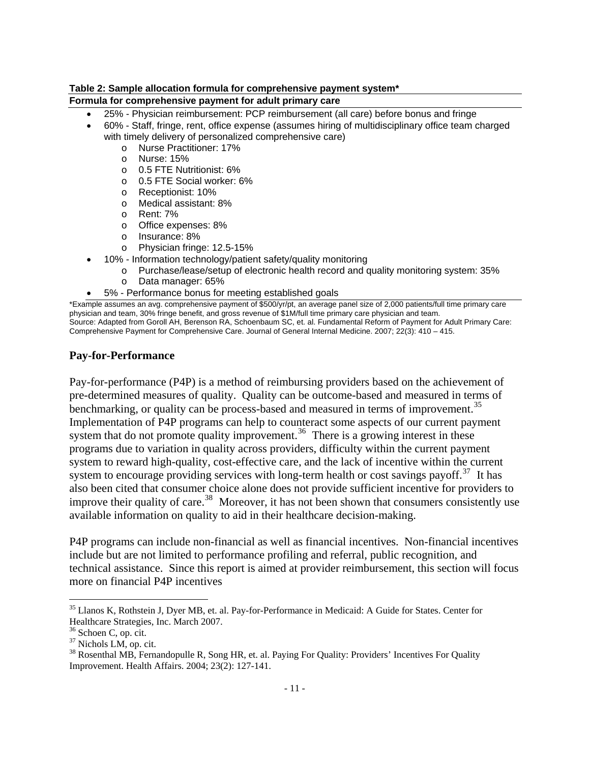**Table 2: Sample allocation formula for comprehensive payment system***

**Formula for comprehensive payment for adult primary care**

- 25% - Physician reimbursement: PCP reimbursement (all care) before bonus and fringe
- 60% - Staff, fringe, rent, office expense (assumes hiring of multidisciplinary office team charged with timely delivery of personalized comprehensive care)
    - Nurse Practitioner: 17%
    - Nurse: 15%
    - 0.5 FTE Nutritionist: 6%
    - 0.5 FTE Social worker: 6%
    - Receptionist: 10%
    - Medical assistant: 8%
    - Rent: 7%
    - Office expenses: 8%
    - Insurance: 8%
    - Physician fringe: 12.5-15%
- 10% - Information technology/patient safety/quality monitoring
    - Purchase/lease/setup of electronic health record and quality monitoring system: 35%
    - Data manager: 65%
- 5% - Performance bonus for meeting established goals

*Example assumes an avg. comprehensive payment of $500/yr/pt, an average panel size of 2,000 patients/full time primary care physician and team, 30% fringe benefit, and gross revenue of $1M/full time primary care physician and team.
Source: Adapted from Goroll AH, Berenson RA, Schoenbaum SC, et. al. Fundamental Reform of Payment for Adult Primary Care: Comprehensive Payment for Comprehensive Care. Journal of General Internal Medicine. 2007; 22(3): 410 – 415.

## Pay-for-Performance

Pay-for-performance (P4P) is a method of reimbursing providers based on the achievement of pre-determined measures of quality. Quality can be outcome-based and measured in terms of benchmarking, or quality can be process-based and measured in terms of improvement.[35] Implementation of P4P programs can help to counteract some aspects of our current payment system that do not promote quality improvement.[36] There is a growing interest in these programs due to variation in quality across providers, difficulty within the current payment system to reward high-quality, cost-effective care, and the lack of incentive within the current system to encourage providing services with long-term health or cost savings payoff.[37] It has also been cited that consumer choice alone does not provide sufficient incentive for providers to improve their quality of care.[38] Moreover, it has not been shown that consumers consistently use available information on quality to aid in their healthcare decision-making.

P4P programs can include non-financial as well as financial incentives. Non-financial incentives include but are not limited to performance profiling and referral, public recognition, and technical assistance. Since this report is aimed at provider reimbursement, this section will focus more on financial P4P incentives

---

[35] Llanos K, Rothstein J, Dyer MB, et. al. Pay-for-Performance in Medicaid: A Guide for States. Center for Healthcare Strategies, Inc. March 2007.

[36] Schoen C, op. cit.

[37] Nichols LM, op. cit.

[38] Rosenthal MB, Fernandopulle R, Song HR, et. al. Paying For Quality: Providers' Incentives For Quality Improvement. Health Affairs. 2004; 23(2): 127-141.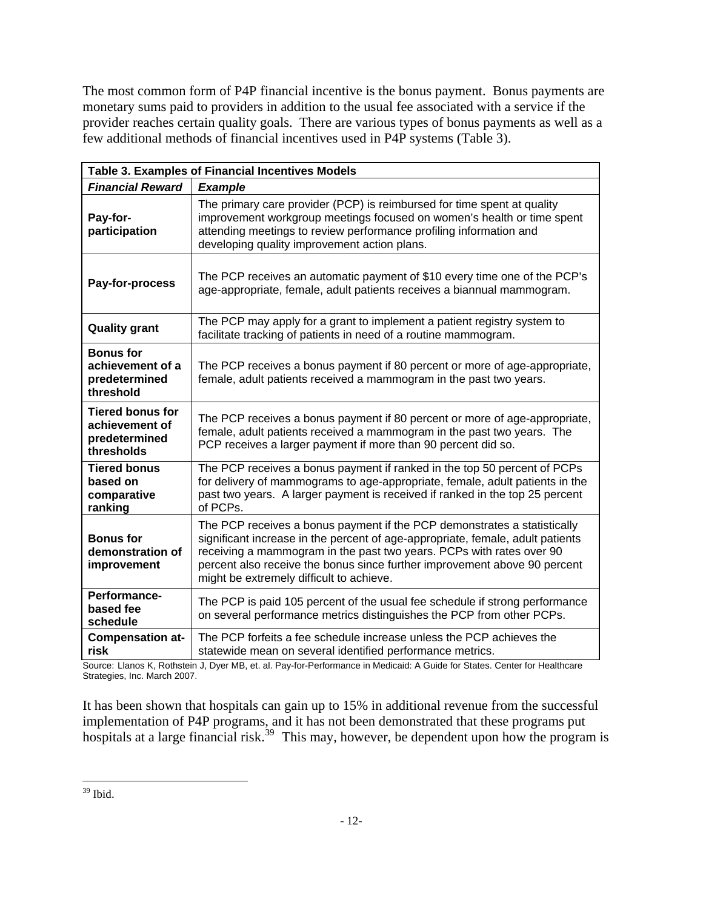The most common form of P4P financial incentive is the bonus payment. Bonus payments are monetary sums paid to providers in addition to the usual fee associated with a service if the provider reaches certain quality goals. There are various types of bonus payments as well as a few additional methods of financial incentives used in P4P systems (Table 3).

| **Table 3. Examples of Financial Incentives Models** | |
|---|---|
| ***Financial Reward*** | ***Example*** |
| **Pay-for-participation** | The primary care provider (PCP) is reimbursed for time spent at quality improvement workgroup meetings focused on women's health or time spent attending meetings to review performance profiling information and developing quality improvement action plans. |
| **Pay-for-process** | The PCP receives an automatic payment of $10 every time one of the PCP's age-appropriate, female, adult patients receives a biannual mammogram. |
| **Quality grant** | The PCP may apply for a grant to implement a patient registry system to facilitate tracking of patients in need of a routine mammogram. |
| **Bonus for achievement of a predetermined threshold** | The PCP receives a bonus payment if 80 percent or more of age-appropriate, female, adult patients received a mammogram in the past two years. |
| **Tiered bonus for achievement of predetermined thresholds** | The PCP receives a bonus payment if 80 percent or more of age-appropriate, female, adult patients received a mammogram in the past two years. The PCP receives a larger payment if more than 90 percent did so. |
| **Tiered bonus based on comparative ranking** | The PCP receives a bonus payment if ranked in the top 50 percent of PCPs for delivery of mammograms to age-appropriate, female, adult patients in the past two years. A larger payment is received if ranked in the top 25 percent of PCPs. |
| **Bonus for demonstration of improvement** | The PCP receives a bonus payment if the PCP demonstrates a statistically significant increase in the percent of age-appropriate, female, adult patients receiving a mammogram in the past two years. PCPs with rates over 90 percent also receive the bonus since further improvement above 90 percent might be extremely difficult to achieve. |
| **Performance-based fee schedule** | The PCP is paid 105 percent of the usual fee schedule if strong performance on several performance metrics distinguishes the PCP from other PCPs. |
| **Compensation at-risk** | The PCP forfeits a fee schedule increase unless the PCP achieves the statewide mean on several identified performance metrics. |

Source: Llanos K, Rothstein J, Dyer MB, et. al. Pay-for-Performance in Medicaid: A Guide for States. Center for Healthcare Strategies, Inc. March 2007.

It has been shown that hospitals can gain up to 15% in additional revenue from the successful implementation of P4P programs, and it has not been demonstrated that these programs put hospitals at a large financial risk.[39] This may, however, be dependent upon how the program is

[39] Ibid.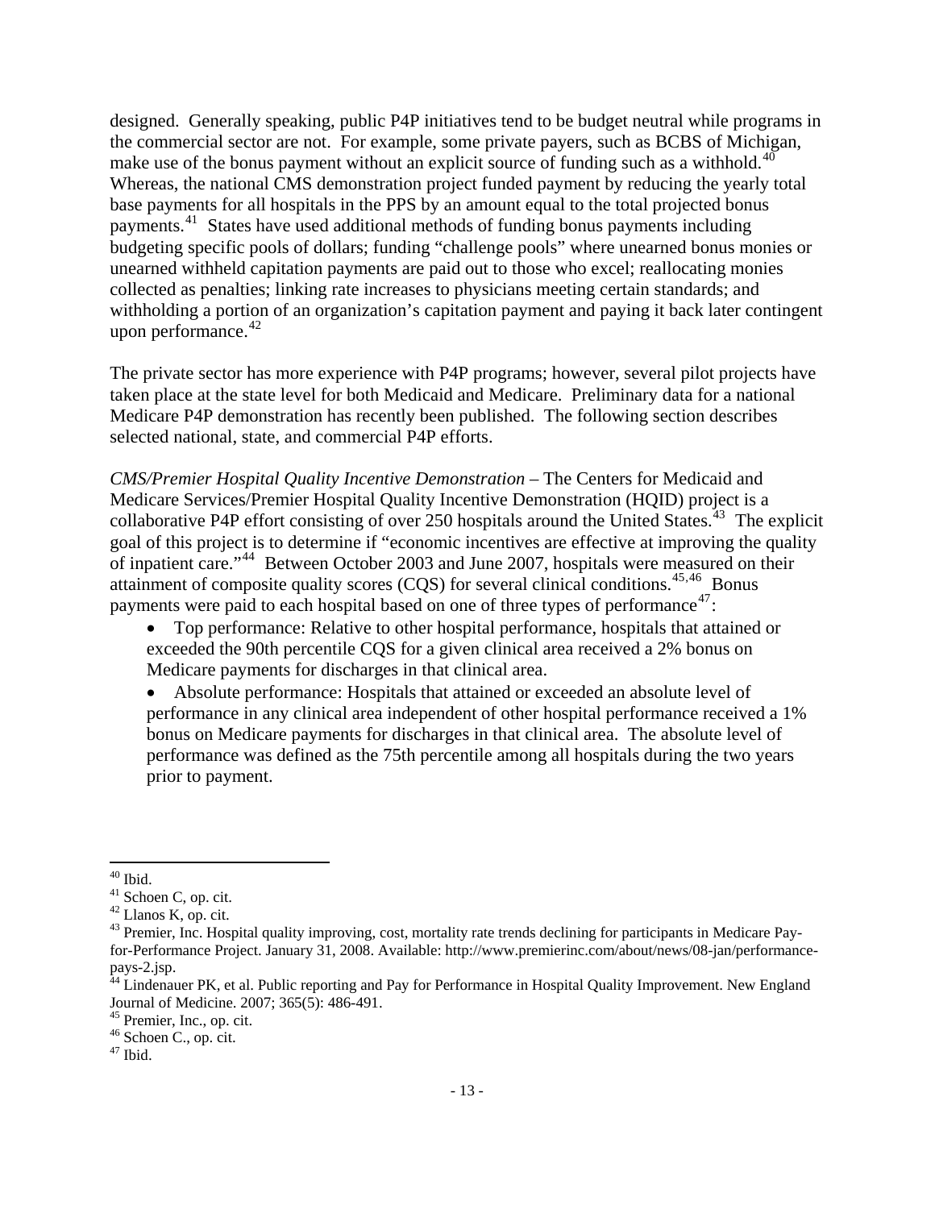designed. Generally speaking, public P4P initiatives tend to be budget neutral while programs in the commercial sector are not. For example, some private payers, such as BCBS of Michigan, make use of the bonus payment without an explicit source of funding such as a withhold.[40] Whereas, the national CMS demonstration project funded payment by reducing the yearly total base payments for all hospitals in the PPS by an amount equal to the total projected bonus payments.[41] States have used additional methods of funding bonus payments including budgeting specific pools of dollars; funding "challenge pools" where unearned bonus monies or unearned withheld capitation payments are paid out to those who excel; reallocating monies collected as penalties; linking rate increases to physicians meeting certain standards; and withholding a portion of an organization's capitation payment and paying it back later contingent upon performance.[42]

The private sector has more experience with P4P programs; however, several pilot projects have taken place at the state level for both Medicaid and Medicare. Preliminary data for a national Medicare P4P demonstration has recently been published. The following section describes selected national, state, and commercial P4P efforts.

*CMS/Premier Hospital Quality Incentive Demonstration* – The Centers for Medicaid and Medicare Services/Premier Hospital Quality Incentive Demonstration (HQID) project is a collaborative P4P effort consisting of over 250 hospitals around the United States.[43] The explicit goal of this project is to determine if "economic incentives are effective at improving the quality of inpatient care."[44] Between October 2003 and June 2007, hospitals were measured on their attainment of composite quality scores (CQS) for several clinical conditions.[45,46] Bonus payments were paid to each hospital based on one of three types of performance[47]:

- Top performance: Relative to other hospital performance, hospitals that attained or exceeded the 90th percentile CQS for a given clinical area received a 2% bonus on Medicare payments for discharges in that clinical area.
- Absolute performance: Hospitals that attained or exceeded an absolute level of performance in any clinical area independent of other hospital performance received a 1% bonus on Medicare payments for discharges in that clinical area. The absolute level of performance was defined as the 75th percentile among all hospitals during the two years prior to payment.

---

[40] Ibid.

[41] Schoen C, op. cit.

[42] Llanos K, op. cit.

[43] Premier, Inc. Hospital quality improving, cost, mortality rate trends declining for participants in Medicare Pay-for-Performance Project. January 31, 2008. Available: http://www.premierinc.com/about/news/08-jan/performance-pays-2.jsp.

[44] Lindenauer PK, et al. Public reporting and Pay for Performance in Hospital Quality Improvement. New England Journal of Medicine. 2007; 365(5): 486-491.

[45] Premier, Inc., op. cit.

[46] Schoen C., op. cit.

[47] Ibid.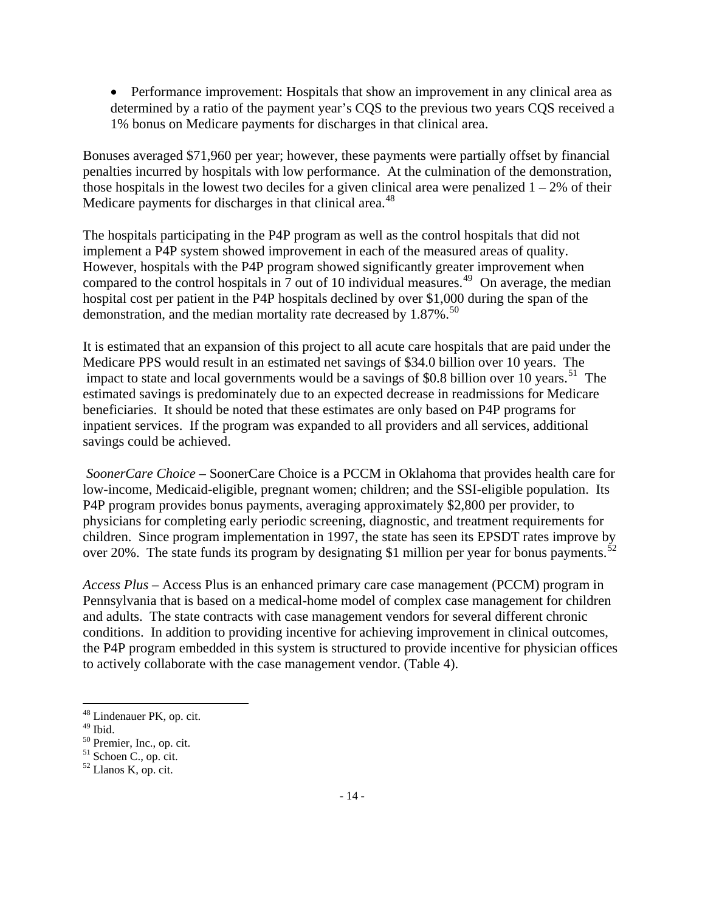- Performance improvement: Hospitals that show an improvement in any clinical area as determined by a ratio of the payment year's CQS to the previous two years CQS received a 1% bonus on Medicare payments for discharges in that clinical area.

Bonuses averaged $71,960 per year; however, these payments were partially offset by financial penalties incurred by hospitals with low performance. At the culmination of the demonstration, those hospitals in the lowest two deciles for a given clinical area were penalized 1 – 2% of their Medicare payments for discharges in that clinical area.[48]

The hospitals participating in the P4P program as well as the control hospitals that did not implement a P4P system showed improvement in each of the measured areas of quality. However, hospitals with the P4P program showed significantly greater improvement when compared to the control hospitals in 7 out of 10 individual measures.[49] On average, the median hospital cost per patient in the P4P hospitals declined by over $1,000 during the span of the demonstration, and the median mortality rate decreased by 1.87%.[50]

It is estimated that an expansion of this project to all acute care hospitals that are paid under the Medicare PPS would result in an estimated net savings of $34.0 billion over 10 years. The impact to state and local governments would be a savings of $0.8 billion over 10 years.[51] The estimated savings is predominately due to an expected decrease in readmissions for Medicare beneficiaries. It should be noted that these estimates are only based on P4P programs for inpatient services. If the program was expanded to all providers and all services, additional savings could be achieved.

*SoonerCare Choice* – SoonerCare Choice is a PCCM in Oklahoma that provides health care for low-income, Medicaid-eligible, pregnant women; children; and the SSI-eligible population. Its P4P program provides bonus payments, averaging approximately $2,800 per provider, to physicians for completing early periodic screening, diagnostic, and treatment requirements for children. Since program implementation in 1997, the state has seen its EPSDT rates improve by over 20%. The state funds its program by designating $1 million per year for bonus payments.[52]

*Access Plus* – Access Plus is an enhanced primary care case management (PCCM) program in Pennsylvania that is based on a medical-home model of complex case management for children and adults. The state contracts with case management vendors for several different chronic conditions. In addition to providing incentive for achieving improvement in clinical outcomes, the P4P program embedded in this system is structured to provide incentive for physician offices to actively collaborate with the case management vendor. (Table 4).

---

[48] Lindenauer PK, op. cit.
[49] Ibid.
[50] Premier, Inc., op. cit.
[51] Schoen C., op. cit.
[52] Llanos K, op. cit.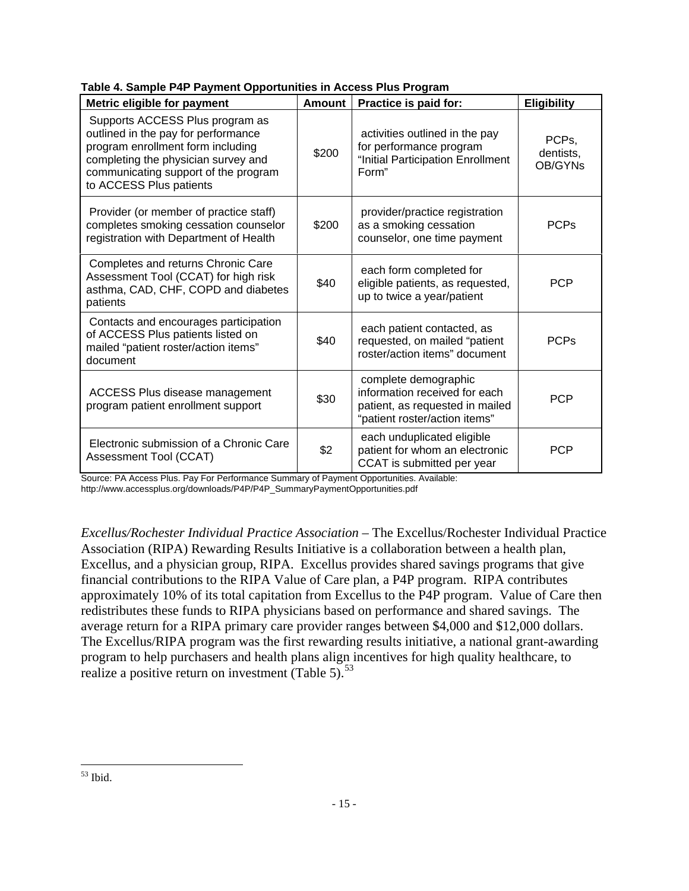**Table 4. Sample P4P Payment Opportunities in Access Plus Program**

| Metric eligible for payment | Amount | Practice is paid for: | Eligibility |
|---|---|---|---|
| Supports ACCESS Plus program as outlined in the pay for performance program enrollment form including completing the physician survey and communicating support of the program to ACCESS Plus patients | \$200 | activities outlined in the pay for performance program "Initial Participation Enrollment Form" | PCPs, dentists, OB/GYNs |
| Provider (or member of practice staff) completes smoking cessation counselor registration with Department of Health | \$200 | provider/practice registration as a smoking cessation counselor, one time payment | PCPs |
| Completes and returns Chronic Care Assessment Tool (CCAT) for high risk asthma, CAD, CHF, COPD and diabetes patients | \$40 | each form completed for eligible patients, as requested, up to twice a year/patient | PCP |
| Contacts and encourages participation of ACCESS Plus patients listed on mailed "patient roster/action items" document | \$40 | each patient contacted, as requested, on mailed "patient roster/action items" document | PCPs |
| ACCESS Plus disease management program patient enrollment support | \$30 | complete demographic information received for each patient, as requested in mailed "patient roster/action items" | PCP |
| Electronic submission of a Chronic Care Assessment Tool (CCAT) | \$2 | each unduplicated eligible patient for whom an electronic CCAT is submitted per year | PCP |

Source: PA Access Plus. Pay For Performance Summary of Payment Opportunities. Available: http://www.accessplus.org/downloads/P4P/P4P_SummaryPaymentOpportunities.pdf

*Excellus/Rochester Individual Practice Association* – The Excellus/Rochester Individual Practice Association (RIPA) Rewarding Results Initiative is a collaboration between a health plan, Excellus, and a physician group, RIPA. Excellus provides shared savings programs that give financial contributions to the RIPA Value of Care plan, a P4P program. RIPA contributes approximately 10% of its total capitation from Excellus to the P4P program. Value of Care then redistributes these funds to RIPA physicians based on performance and shared savings. The average return for a RIPA primary care provider ranges between \$4,000 and \$12,000 dollars. The Excellus/RIPA program was the first rewarding results initiative, a national grant-awarding program to help purchasers and health plans align incentives for high quality healthcare, to realize a positive return on investment (Table 5).[53]

[53] Ibid.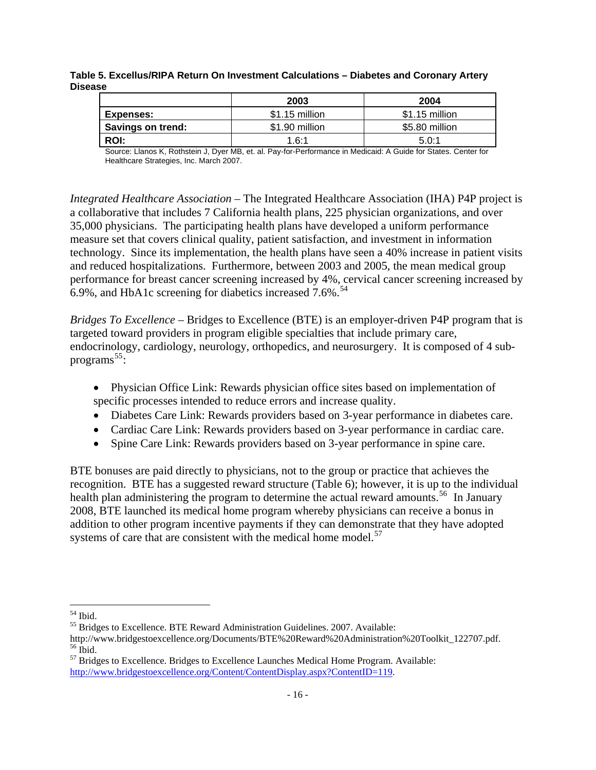**Table 5. Excellus/RIPA Return On Investment Calculations – Diabetes and Coronary Artery Disease**

| | 2003 | 2004 |
|---|---|---|
| **Expenses:** | $1.15 million | $1.15 million |
| **Savings on trend:** | $1.90 million | $5.80 million |
| **ROI:** | 1.6:1 | 5.0:1 |

Source: Llanos K, Rothstein J, Dyer MB, et. al. Pay-for-Performance in Medicaid: A Guide for States. Center for Healthcare Strategies, Inc. March 2007.

*Integrated Healthcare Association* – The Integrated Healthcare Association (IHA) P4P project is a collaborative that includes 7 California health plans, 225 physician organizations, and over 35,000 physicians. The participating health plans have developed a uniform performance measure set that covers clinical quality, patient satisfaction, and investment in information technology. Since its implementation, the health plans have seen a 40% increase in patient visits and reduced hospitalizations. Furthermore, between 2003 and 2005, the mean medical group performance for breast cancer screening increased by 4%, cervical cancer screening increased by 6.9%, and HbA1c screening for diabetics increased 7.6%.[54]

*Bridges To Excellence* – Bridges to Excellence (BTE) is an employer-driven P4P program that is targeted toward providers in program eligible specialties that include primary care, endocrinology, cardiology, neurology, orthopedics, and neurosurgery. It is composed of 4 sub-programs[55]:

- Physician Office Link: Rewards physician office sites based on implementation of specific processes intended to reduce errors and increase quality.
- Diabetes Care Link: Rewards providers based on 3-year performance in diabetes care.
- Cardiac Care Link: Rewards providers based on 3-year performance in cardiac care.
- Spine Care Link: Rewards providers based on 3-year performance in spine care.

BTE bonuses are paid directly to physicians, not to the group or practice that achieves the recognition. BTE has a suggested reward structure (Table 6); however, it is up to the individual health plan administering the program to determine the actual reward amounts.[56] In January 2008, BTE launched its medical home program whereby physicians can receive a bonus in addition to other program incentive payments if they can demonstrate that they have adopted systems of care that are consistent with the medical home model.[57]

---

[54] Ibid.

[55] Bridges to Excellence. BTE Reward Administration Guidelines. 2007. Available: http://www.bridgestoexcellence.org/Documents/BTE%20Reward%20Administration%20Toolkit_122707.pdf.

[56] Ibid.

[57] Bridges to Excellence. Bridges to Excellence Launches Medical Home Program. Available: http://www.bridgestoexcellence.org/Content/ContentDisplay.aspx?ContentID=119.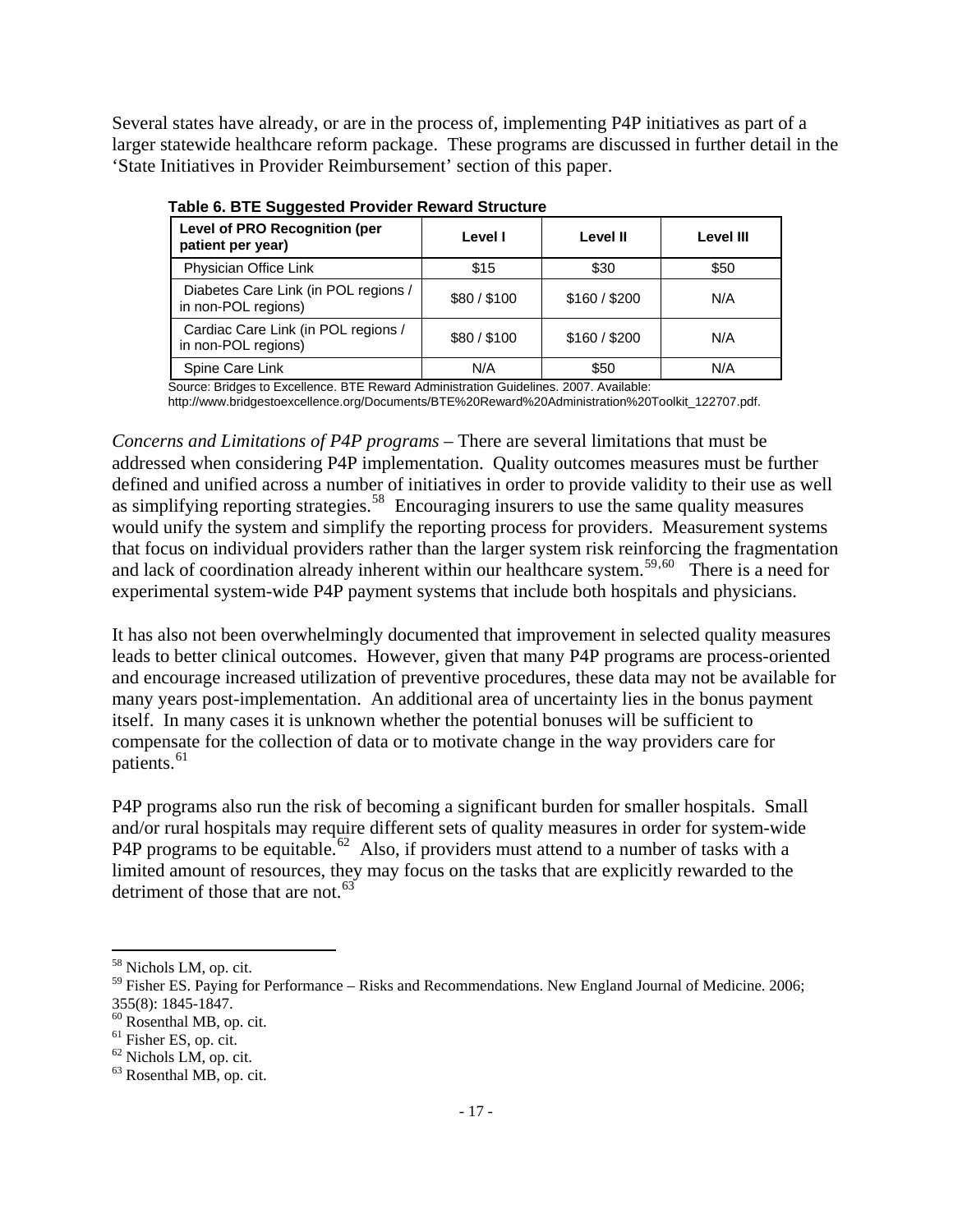Several states have already, or are in the process of, implementing P4P initiatives as part of a larger statewide healthcare reform package. These programs are discussed in further detail in the 'State Initiatives in Provider Reimbursement' section of this paper.

**Table 6. BTE Suggested Provider Reward Structure**

| Level of PRO Recognition (per patient per year) | Level I | Level II | Level III |
|---|---|---|---|
| Physician Office Link | $15 | $30 | $50 |
| Diabetes Care Link (in POL regions / in non-POL regions) | $80 / $100 | $160 / $200 | N/A |
| Cardiac Care Link (in POL regions / in non-POL regions) | $80 / $100 | $160 / $200 | N/A |
| Spine Care Link | N/A | $50 | N/A |

Source: Bridges to Excellence. BTE Reward Administration Guidelines. 2007. Available: http://www.bridgestoexcellence.org/Documents/BTE%20Reward%20Administration%20Toolkit_122707.pdf.

*Concerns and Limitations of P4P programs* – There are several limitations that must be addressed when considering P4P implementation. Quality outcomes measures must be further defined and unified across a number of initiatives in order to provide validity to their use as well as simplifying reporting strategies.[58] Encouraging insurers to use the same quality measures would unify the system and simplify the reporting process for providers. Measurement systems that focus on individual providers rather than the larger system risk reinforcing the fragmentation and lack of coordination already inherent within our healthcare system.[59,60] There is a need for experimental system-wide P4P payment systems that include both hospitals and physicians.

It has also not been overwhelmingly documented that improvement in selected quality measures leads to better clinical outcomes. However, given that many P4P programs are process-oriented and encourage increased utilization of preventive procedures, these data may not be available for many years post-implementation. An additional area of uncertainty lies in the bonus payment itself. In many cases it is unknown whether the potential bonuses will be sufficient to compensate for the collection of data or to motivate change in the way providers care for patients.[61]

P4P programs also run the risk of becoming a significant burden for smaller hospitals. Small and/or rural hospitals may require different sets of quality measures in order for system-wide P4P programs to be equitable.[62] Also, if providers must attend to a number of tasks with a limited amount of resources, they may focus on the tasks that are explicitly rewarded to the detriment of those that are not.[63]

---

[58] Nichols LM, op. cit.
[59] Fisher ES. Paying for Performance – Risks and Recommendations. New England Journal of Medicine. 2006; 355(8): 1845-1847.
[60] Rosenthal MB, op. cit.
[61] Fisher ES, op. cit.
[62] Nichols LM, op. cit.
[63] Rosenthal MB, op. cit.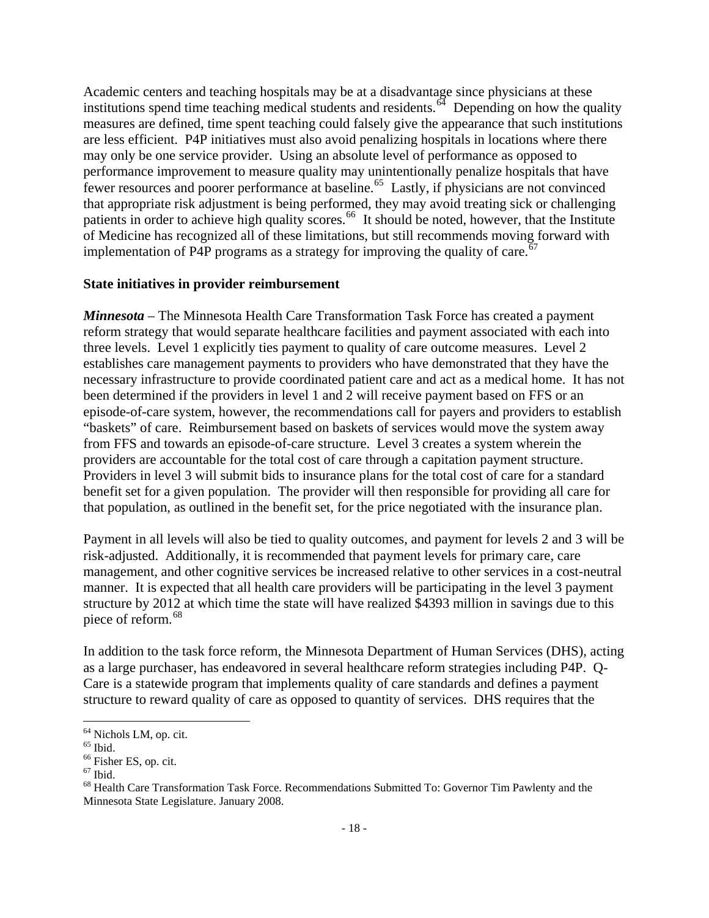Academic centers and teaching hospitals may be at a disadvantage since physicians at these institutions spend time teaching medical students and residents.[64] Depending on how the quality measures are defined, time spent teaching could falsely give the appearance that such institutions are less efficient. P4P initiatives must also avoid penalizing hospitals in locations where there may only be one service provider. Using an absolute level of performance as opposed to performance improvement to measure quality may unintentionally penalize hospitals that have fewer resources and poorer performance at baseline.[65] Lastly, if physicians are not convinced that appropriate risk adjustment is being performed, they may avoid treating sick or challenging patients in order to achieve high quality scores.[66] It should be noted, however, that the Institute of Medicine has recognized all of these limitations, but still recommends moving forward with implementation of P4P programs as a strategy for improving the quality of care.[67]

**State initiatives in provider reimbursement**

***Minnesota*** – The Minnesota Health Care Transformation Task Force has created a payment reform strategy that would separate healthcare facilities and payment associated with each into three levels. Level 1 explicitly ties payment to quality of care outcome measures. Level 2 establishes care management payments to providers who have demonstrated that they have the necessary infrastructure to provide coordinated patient care and act as a medical home. It has not been determined if the providers in level 1 and 2 will receive payment based on FFS or an episode-of-care system, however, the recommendations call for payers and providers to establish "baskets" of care. Reimbursement based on baskets of services would move the system away from FFS and towards an episode-of-care structure. Level 3 creates a system wherein the providers are accountable for the total cost of care through a capitation payment structure. Providers in level 3 will submit bids to insurance plans for the total cost of care for a standard benefit set for a given population. The provider will then responsible for providing all care for that population, as outlined in the benefit set, for the price negotiated with the insurance plan.

Payment in all levels will also be tied to quality outcomes, and payment for levels 2 and 3 will be risk-adjusted. Additionally, it is recommended that payment levels for primary care, care management, and other cognitive services be increased relative to other services in a cost-neutral manner. It is expected that all health care providers will be participating in the level 3 payment structure by 2012 at which time the state will have realized $4393 million in savings due to this piece of reform.[68]

In addition to the task force reform, the Minnesota Department of Human Services (DHS), acting as a large purchaser, has endeavored in several healthcare reform strategies including P4P. Q-Care is a statewide program that implements quality of care standards and defines a payment structure to reward quality of care as opposed to quantity of services. DHS requires that the

---

[64] Nichols LM, op. cit.
[65] Ibid.
[66] Fisher ES, op. cit.
[67] Ibid.
[68] Health Care Transformation Task Force. Recommendations Submitted To: Governor Tim Pawlenty and the Minnesota State Legislature. January 2008.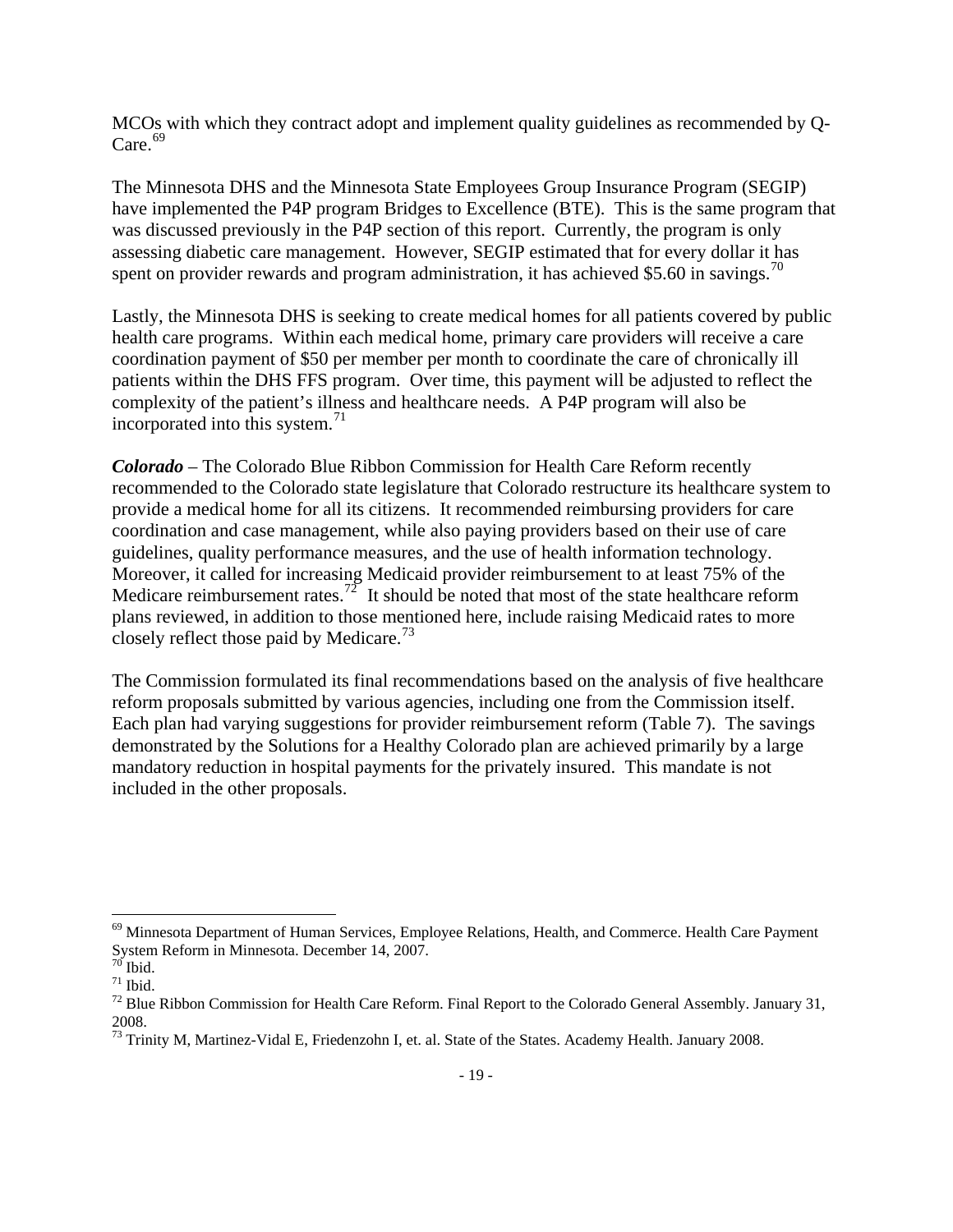MCOs with which they contract adopt and implement quality guidelines as recommended by Q-Care.[69]

The Minnesota DHS and the Minnesota State Employees Group Insurance Program (SEGIP) have implemented the P4P program Bridges to Excellence (BTE). This is the same program that was discussed previously in the P4P section of this report. Currently, the program is only assessing diabetic care management. However, SEGIP estimated that for every dollar it has spent on provider rewards and program administration, it has achieved $5.60 in savings.[70]

Lastly, the Minnesota DHS is seeking to create medical homes for all patients covered by public health care programs. Within each medical home, primary care providers will receive a care coordination payment of $50 per member per month to coordinate the care of chronically ill patients within the DHS FFS program. Over time, this payment will be adjusted to reflect the complexity of the patient's illness and healthcare needs. A P4P program will also be incorporated into this system.[71]

***Colorado*** – The Colorado Blue Ribbon Commission for Health Care Reform recently recommended to the Colorado state legislature that Colorado restructure its healthcare system to provide a medical home for all its citizens. It recommended reimbursing providers for care coordination and case management, while also paying providers based on their use of care guidelines, quality performance measures, and the use of health information technology. Moreover, it called for increasing Medicaid provider reimbursement to at least 75% of the Medicare reimbursement rates.[72] It should be noted that most of the state healthcare reform plans reviewed, in addition to those mentioned here, include raising Medicaid rates to more closely reflect those paid by Medicare.[73]

The Commission formulated its final recommendations based on the analysis of five healthcare reform proposals submitted by various agencies, including one from the Commission itself. Each plan had varying suggestions for provider reimbursement reform (Table 7). The savings demonstrated by the Solutions for a Healthy Colorado plan are achieved primarily by a large mandatory reduction in hospital payments for the privately insured. This mandate is not included in the other proposals.

---

[69] Minnesota Department of Human Services, Employee Relations, Health, and Commerce. Health Care Payment System Reform in Minnesota. December 14, 2007.
[70] Ibid.
[71] Ibid.
[72] Blue Ribbon Commission for Health Care Reform. Final Report to the Colorado General Assembly. January 31, 2008.
[73] Trinity M, Martinez-Vidal E, Friedenzohn I, et. al. State of the States. Academy Health. January 2008.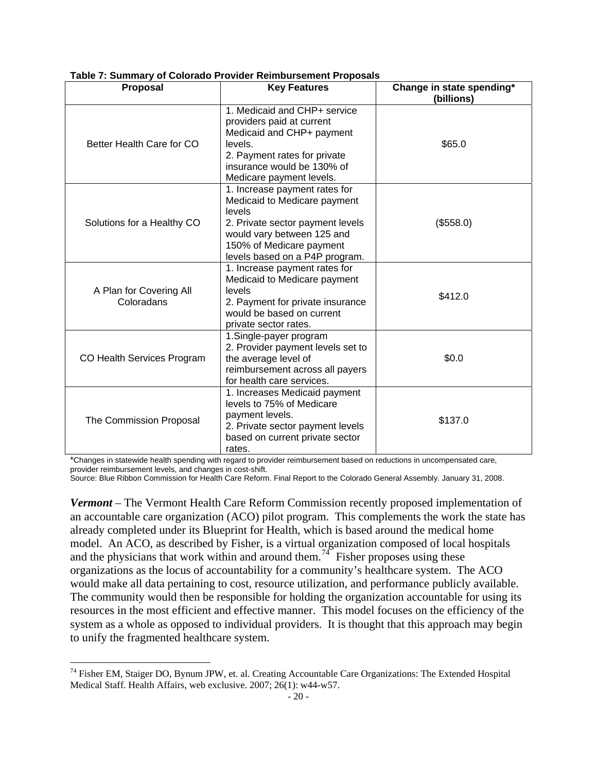**Table 7: Summary of Colorado Provider Reimbursement Proposals**

| Proposal | Key Features | Change in state spending* (billions) |
|---|---|---|
| Better Health Care for CO | 1. Medicaid and CHP+ service providers paid at current Medicaid and CHP+ payment levels. 2. Payment rates for private insurance would be 130% of Medicare payment levels. | $65.0 |
| Solutions for a Healthy CO | 1. Increase payment rates for Medicaid to Medicare payment levels 2. Private sector payment levels would vary between 125 and 150% of Medicare payment levels based on a P4P program. | ($558.0) |
| A Plan for Covering All Coloradans | 1. Increase payment rates for Medicaid to Medicare payment levels 2. Payment for private insurance would be based on current private sector rates. | $412.0 |
| CO Health Services Program | 1.Single-payer program 2. Provider payment levels set to the average level of reimbursement across all payers for health care services. | $0.0 |
| The Commission Proposal | 1. Increases Medicaid payment levels to 75% of Medicare payment levels. 2. Private sector payment levels based on current private sector rates. | $137.0 |

*Changes in statewide health spending with regard to provider reimbursement based on reductions in uncompensated care, provider reimbursement levels, and changes in cost-shift.
Source: Blue Ribbon Commission for Health Care Reform. Final Report to the Colorado General Assembly. January 31, 2008.

***Vermont*** – The Vermont Health Care Reform Commission recently proposed implementation of an accountable care organization (ACO) pilot program. This complements the work the state has already completed under its Blueprint for Health, which is based around the medical home model. An ACO, as described by Fisher, is a virtual organization composed of local hospitals and the physicians that work within and around them.[74] Fisher proposes using these organizations as the locus of accountability for a community's healthcare system. The ACO would make all data pertaining to cost, resource utilization, and performance publicly available. The community would then be responsible for holding the organization accountable for using its resources in the most efficient and effective manner. This model focuses on the efficiency of the system as a whole as opposed to individual providers. It is thought that this approach may begin to unify the fragmented healthcare system.

---

[74] Fisher EM, Staiger DO, Bynum JPW, et. al. Creating Accountable Care Organizations: The Extended Hospital Medical Staff. Health Affairs, web exclusive. 2007; 26(1): w44-w57.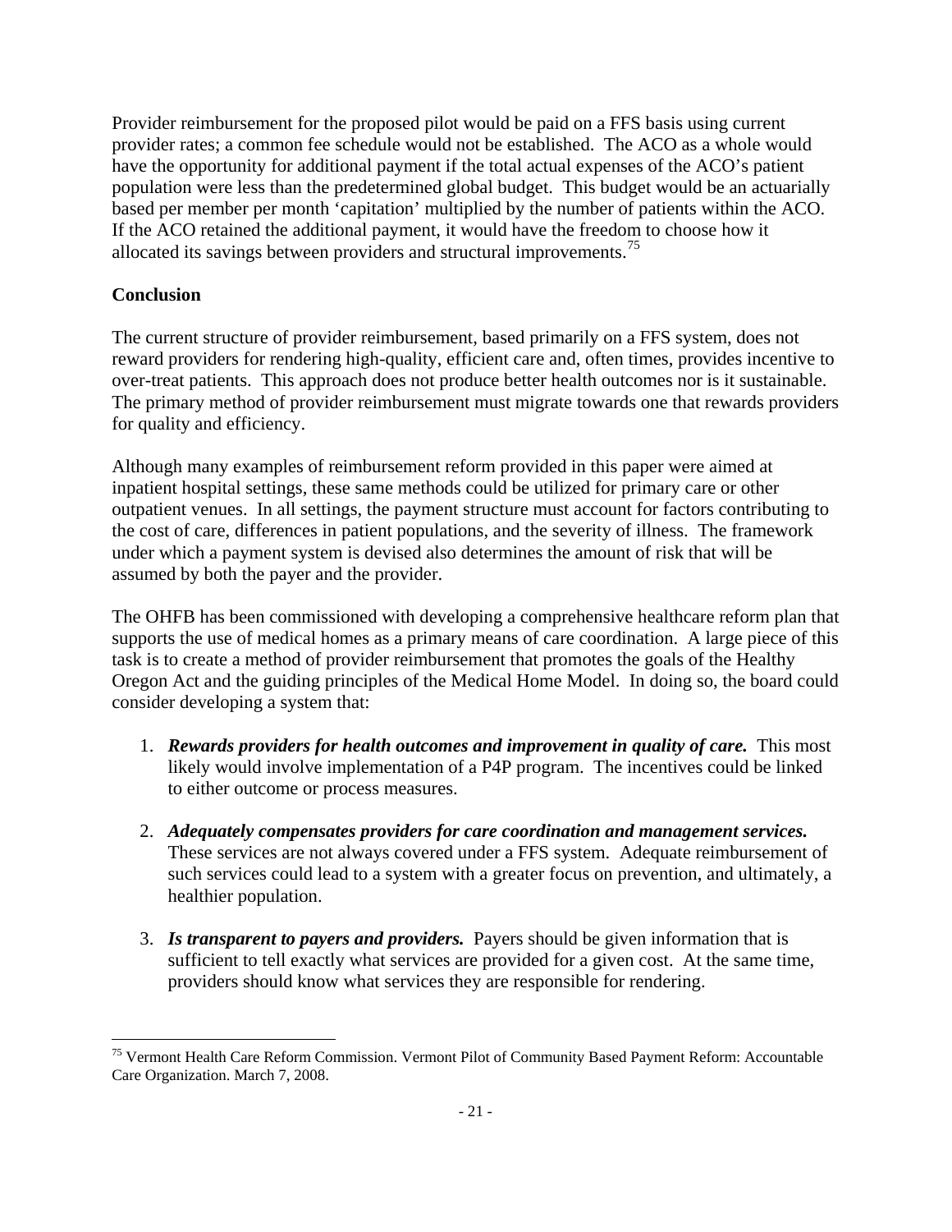Provider reimbursement for the proposed pilot would be paid on a FFS basis using current provider rates; a common fee schedule would not be established. The ACO as a whole would have the opportunity for additional payment if the total actual expenses of the ACO's patient population were less than the predetermined global budget. This budget would be an actuarially based per member per month 'capitation' multiplied by the number of patients within the ACO. If the ACO retained the additional payment, it would have the freedom to choose how it allocated its savings between providers and structural improvements.[75]

**Conclusion**

The current structure of provider reimbursement, based primarily on a FFS system, does not reward providers for rendering high-quality, efficient care and, often times, provides incentive to over-treat patients. This approach does not produce better health outcomes nor is it sustainable. The primary method of provider reimbursement must migrate towards one that rewards providers for quality and efficiency.

Although many examples of reimbursement reform provided in this paper were aimed at inpatient hospital settings, these same methods could be utilized for primary care or other outpatient venues. In all settings, the payment structure must account for factors contributing to the cost of care, differences in patient populations, and the severity of illness. The framework under which a payment system is devised also determines the amount of risk that will be assumed by both the payer and the provider.

The OHFB has been commissioned with developing a comprehensive healthcare reform plan that supports the use of medical homes as a primary means of care coordination. A large piece of this task is to create a method of provider reimbursement that promotes the goals of the Healthy Oregon Act and the guiding principles of the Medical Home Model. In doing so, the board could consider developing a system that:

1. ***Rewards providers for health outcomes and improvement in quality of care.*** This most likely would involve implementation of a P4P program. The incentives could be linked to either outcome or process measures.

2. ***Adequately compensates providers for care coordination and management services.*** These services are not always covered under a FFS system. Adequate reimbursement of such services could lead to a system with a greater focus on prevention, and ultimately, a healthier population.

3. ***Is transparent to payers and providers.*** Payers should be given information that is sufficient to tell exactly what services are provided for a given cost. At the same time, providers should know what services they are responsible for rendering.

---

[75] Vermont Health Care Reform Commission. Vermont Pilot of Community Based Payment Reform: Accountable Care Organization. March 7, 2008.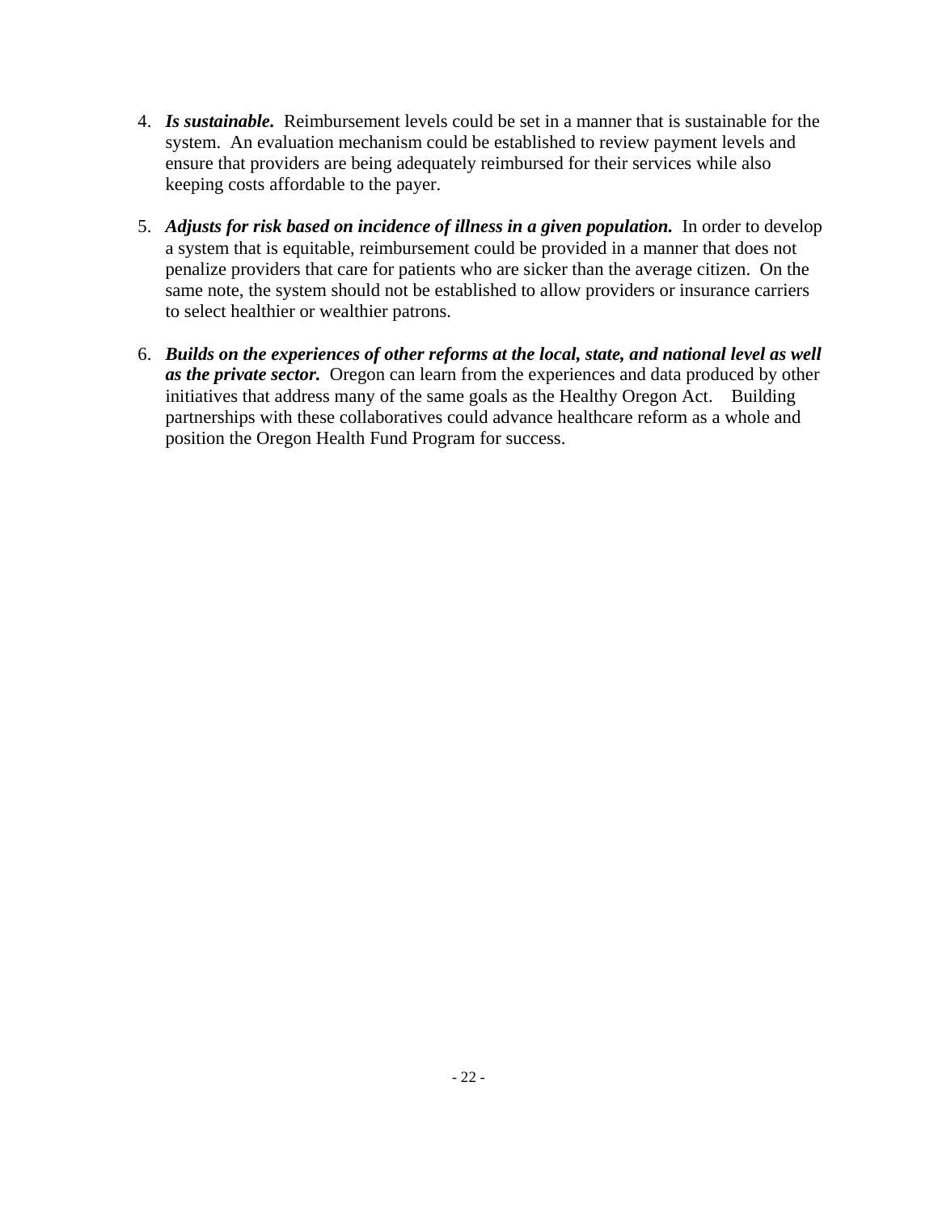4. ***Is sustainable.*** Reimbursement levels could be set in a manner that is sustainable for the system. An evaluation mechanism could be established to review payment levels and ensure that providers are being adequately reimbursed for their services while also keeping costs affordable to the payer.

5. ***Adjusts for risk based on incidence of illness in a given population.*** In order to develop a system that is equitable, reimbursement could be provided in a manner that does not penalize providers that care for patients who are sicker than the average citizen. On the same note, the system should not be established to allow providers or insurance carriers to select healthier or wealthier patrons.

6. ***Builds on the experiences of other reforms at the local, state, and national level as well as the private sector.*** Oregon can learn from the experiences and data produced by other initiatives that address many of the same goals as the Healthy Oregon Act. Building partnerships with these collaboratives could advance healthcare reform as a whole and position the Oregon Health Fund Program for success.